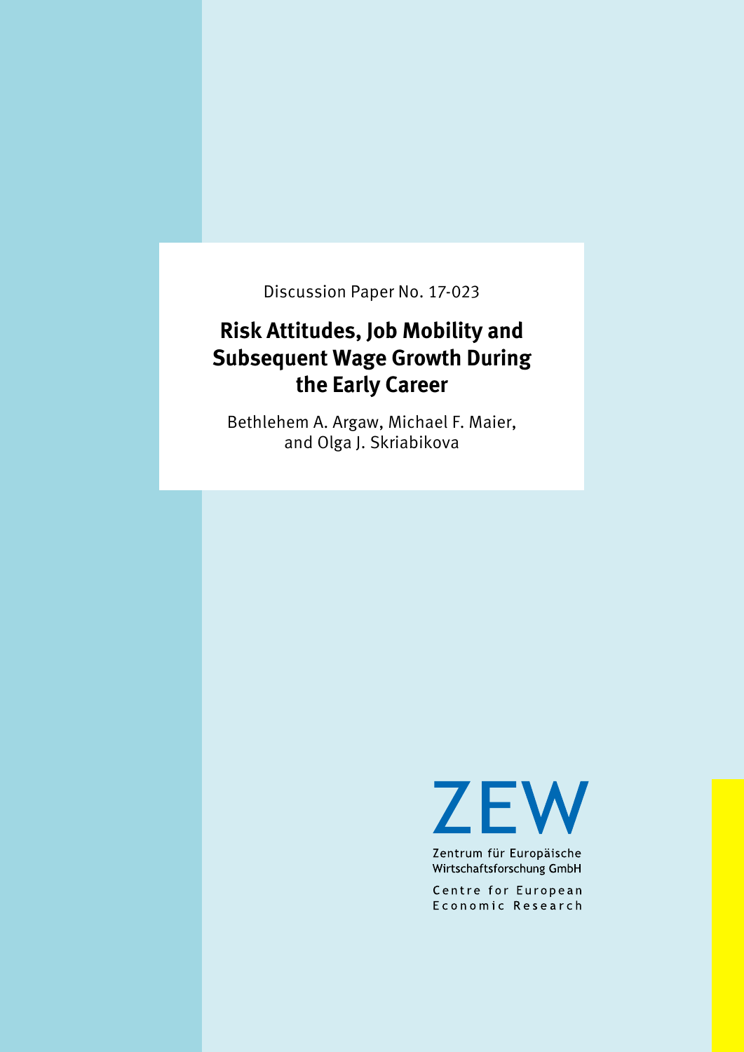Discussion Paper No. 17-023

# Risk Attitudes, Job Mobility and Subsequent Wage Growth During the Early Career

Bethlehem A. Argaw, Michael F. Maier, and Olga J. Skriabikova

ZEW

Zentrum für Europäische Wirtschaftsforschung GmbH

Centre for European Economic Research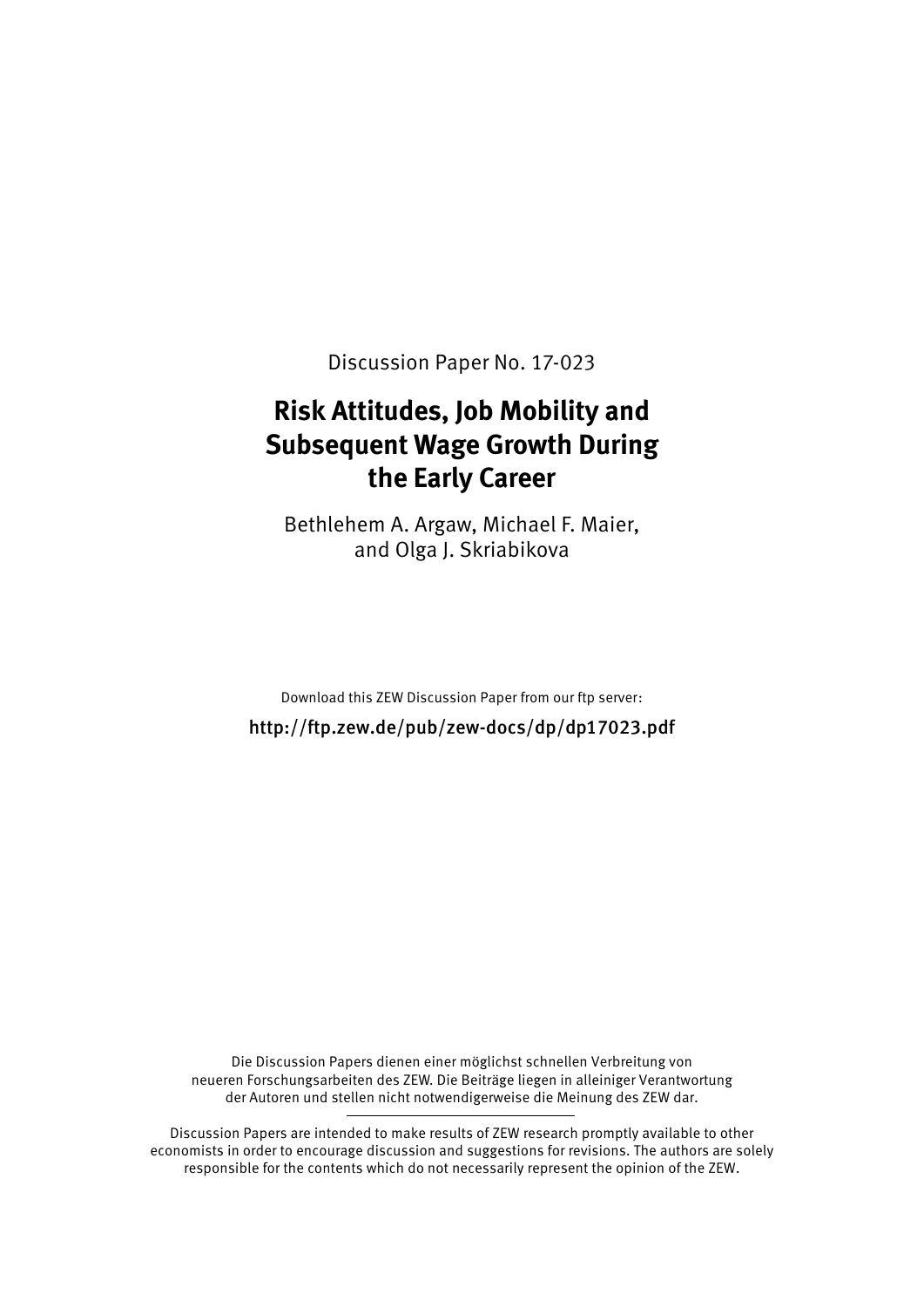Discussion Paper No. 17-023

# Risk Attitudes, Job Mobility and Subsequent Wage Growth During the Early Career

Bethlehem A. Argaw, Michael F. Maier, and Olga J. Skriabikova

Download this ZEW Discussion Paper from our ftp server:

http://ftp.zew.de/pub/zew-docs/dp/dp17023.pdf

Die Discussion Papers dienen einer möglichst schnellen Verbreitung von neueren Forschungsarbeiten des ZEW. Die Beiträge liegen in alleiniger Verantwortung der Autoren und stellen nicht notwendigerweise die Meinung des ZEW dar.

---

Discussion Papers are intended to make results of ZEW research promptly available to other economists in order to encourage discussion and suggestions for revisions. The authors are solely responsible for the contents which do not necessarily represent the opinion of the ZEW.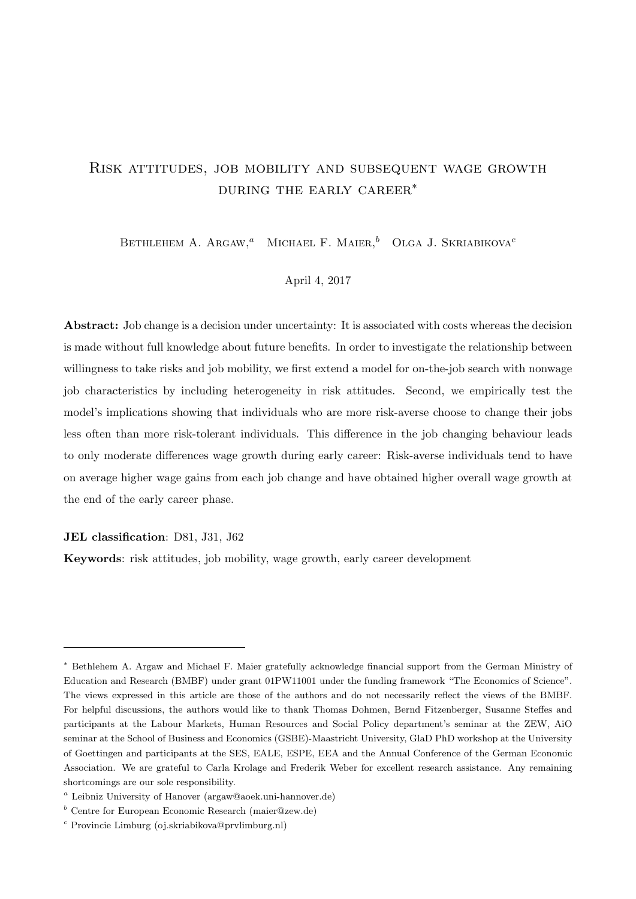# Risk attitudes, job mobility and subsequent wage growth during the early career*

Bethlehem A. Argaw,[a] Michael F. Maier,[b] Olga J. Skriabikova[c]

April 4, 2017

**Abstract:** Job change is a decision under uncertainty: It is associated with costs whereas the decision is made without full knowledge about future benefits. In order to investigate the relationship between willingness to take risks and job mobility, we first extend a model for on-the-job search with nonwage job characteristics by including heterogeneity in risk attitudes. Second, we empirically test the model's implications showing that individuals who are more risk-averse choose to change their jobs less often than more risk-tolerant individuals. This difference in the job changing behaviour leads to only moderate differences wage growth during early career: Risk-averse individuals tend to have on average higher wage gains from each job change and have obtained higher overall wage growth at the end of the early career phase.

**JEL classification**: D81, J31, J62

**Keywords**: risk attitudes, job mobility, wage growth, early career development

---

* Bethlehem A. Argaw and Michael F. Maier gratefully acknowledge financial support from the German Ministry of Education and Research (BMBF) under grant 01PW11001 under the funding framework "The Economics of Science". The views expressed in this article are those of the authors and do not necessarily reflect the views of the BMBF. For helpful discussions, the authors would like to thank Thomas Dohmen, Bernd Fitzenberger, Susanne Steffes and participants at the Labour Markets, Human Resources and Social Policy department's seminar at the ZEW, AiO seminar at the School of Business and Economics (GSBE)-Maastricht University, GlaD PhD workshop at the University of Goettingen and participants at the SES, EALE, ESPE, EEA and the Annual Conference of the German Economic Association. We are grateful to Carla Krolage and Frederik Weber for excellent research assistance. Any remaining shortcomings are our sole responsibility.

[a] Leibniz University of Hanover (argaw@aoek.uni-hannover.de)

[b] Centre for European Economic Research (maier@zew.de)

[c] Provincie Limburg (oj.skriabikova@prvlimburg.nl)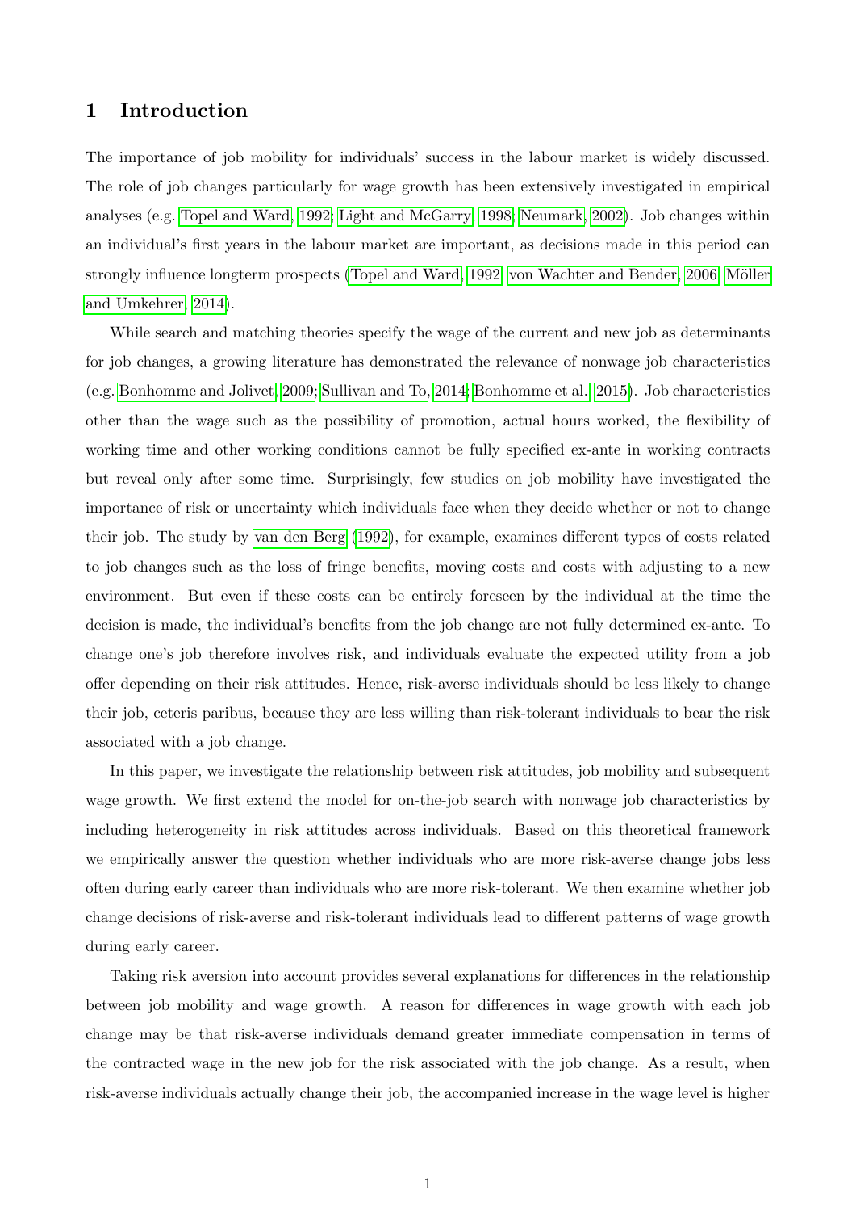## 1 Introduction

The importance of job mobility for individuals' success in the labour market is widely discussed. The role of job changes particularly for wage growth has been extensively investigated in empirical analyses (e.g. Topel and Ward, 1992; Light and McGarry, 1998; Neumark, 2002). Job changes within an individual's first years in the labour market are important, as decisions made in this period can strongly influence longterm prospects (Topel and Ward, 1992; von Wachter and Bender, 2006; Möller and Umkehrer, 2014).

While search and matching theories specify the wage of the current and new job as determinants for job changes, a growing literature has demonstrated the relevance of nonwage job characteristics (e.g. Bonhomme and Jolivet, 2009; Sullivan and To, 2014; Bonhomme et al., 2015). Job characteristics other than the wage such as the possibility of promotion, actual hours worked, the flexibility of working time and other working conditions cannot be fully specified ex-ante in working contracts but reveal only after some time. Surprisingly, few studies on job mobility have investigated the importance of risk or uncertainty which individuals face when they decide whether or not to change their job. The study by van den Berg (1992), for example, examines different types of costs related to job changes such as the loss of fringe benefits, moving costs and costs with adjusting to a new environment. But even if these costs can be entirely foreseen by the individual at the time the decision is made, the individual's benefits from the job change are not fully determined ex-ante. To change one's job therefore involves risk, and individuals evaluate the expected utility from a job offer depending on their risk attitudes. Hence, risk-averse individuals should be less likely to change their job, ceteris paribus, because they are less willing than risk-tolerant individuals to bear the risk associated with a job change.

In this paper, we investigate the relationship between risk attitudes, job mobility and subsequent wage growth. We first extend the model for on-the-job search with nonwage job characteristics by including heterogeneity in risk attitudes across individuals. Based on this theoretical framework we empirically answer the question whether individuals who are more risk-averse change jobs less often during early career than individuals who are more risk-tolerant. We then examine whether job change decisions of risk-averse and risk-tolerant individuals lead to different patterns of wage growth during early career.

Taking risk aversion into account provides several explanations for differences in the relationship between job mobility and wage growth. A reason for differences in wage growth with each job change may be that risk-averse individuals demand greater immediate compensation in terms of the contracted wage in the new job for the risk associated with the job change. As a result, when risk-averse individuals actually change their job, the accompanied increase in the wage level is higher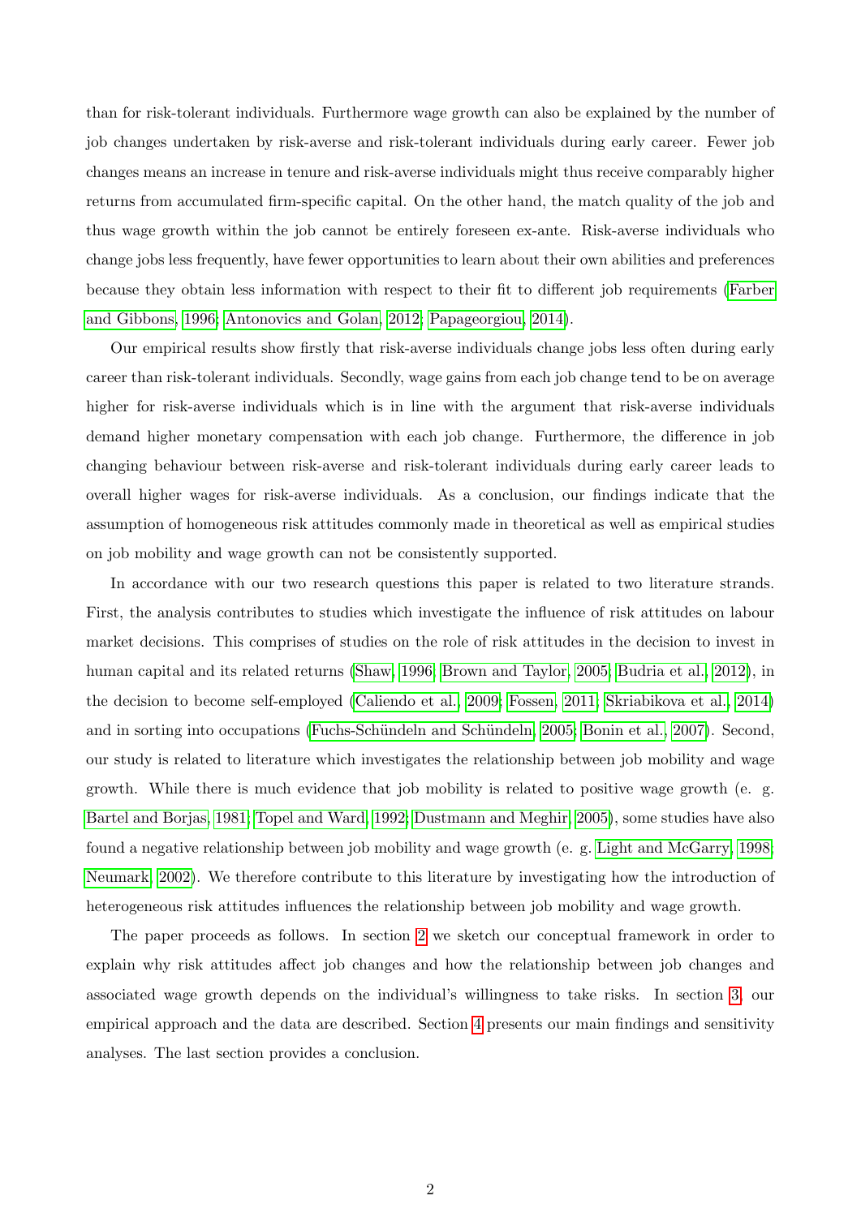than for risk-tolerant individuals. Furthermore wage growth can also be explained by the number of job changes undertaken by risk-averse and risk-tolerant individuals during early career. Fewer job changes means an increase in tenure and risk-averse individuals might thus receive comparably higher returns from accumulated firm-specific capital. On the other hand, the match quality of the job and thus wage growth within the job cannot be entirely foreseen ex-ante. Risk-averse individuals who change jobs less frequently, have fewer opportunities to learn about their own abilities and preferences because they obtain less information with respect to their fit to different job requirements (Farber and Gibbons, 1996; Antonovics and Golan, 2012; Papageorgiou, 2014).

Our empirical results show firstly that risk-averse individuals change jobs less often during early career than risk-tolerant individuals. Secondly, wage gains from each job change tend to be on average higher for risk-averse individuals which is in line with the argument that risk-averse individuals demand higher monetary compensation with each job change. Furthermore, the difference in job changing behaviour between risk-averse and risk-tolerant individuals during early career leads to overall higher wages for risk-averse individuals. As a conclusion, our findings indicate that the assumption of homogeneous risk attitudes commonly made in theoretical as well as empirical studies on job mobility and wage growth can not be consistently supported.

In accordance with our two research questions this paper is related to two literature strands. First, the analysis contributes to studies which investigate the influence of risk attitudes on labour market decisions. This comprises of studies on the role of risk attitudes in the decision to invest in human capital and its related returns (Shaw, 1996; Brown and Taylor, 2005; Budria et al., 2012), in the decision to become self-employed (Caliendo et al., 2009; Fossen, 2011; Skriabikova et al., 2014) and in sorting into occupations (Fuchs-Schündeln and Schündeln, 2005; Bonin et al., 2007). Second, our study is related to literature which investigates the relationship between job mobility and wage growth. While there is much evidence that job mobility is related to positive wage growth (e. g. Bartel and Borjas, 1981; Topel and Ward, 1992; Dustmann and Meghir, 2005), some studies have also found a negative relationship between job mobility and wage growth (e. g. Light and McGarry, 1998; Neumark, 2002). We therefore contribute to this literature by investigating how the introduction of heterogeneous risk attitudes influences the relationship between job mobility and wage growth.

The paper proceeds as follows. In section 2 we sketch our conceptual framework in order to explain why risk attitudes affect job changes and how the relationship between job changes and associated wage growth depends on the individual's willingness to take risks. In section 3, our empirical approach and the data are described. Section 4 presents our main findings and sensitivity analyses. The last section provides a conclusion.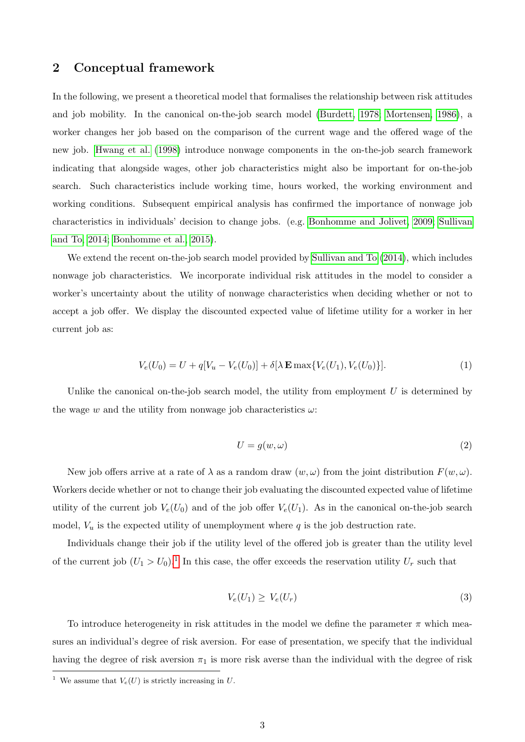## 2 Conceptual framework

In the following, we present a theoretical model that formalises the relationship between risk attitudes and job mobility. In the canonical on-the-job search model (Burdett, 1978; Mortensen, 1986), a worker changes her job based on the comparison of the current wage and the offered wage of the new job. Hwang et al. (1998) introduce nonwage components in the on-the-job search framework indicating that alongside wages, other job characteristics might also be important for on-the-job search. Such characteristics include working time, hours worked, the working environment and working conditions. Subsequent empirical analysis has confirmed the importance of nonwage job characteristics in individuals' decision to change jobs. (e.g. Bonhomme and Jolivet, 2009; Sullivan and To, 2014; Bonhomme et al., 2015).

We extend the recent on-the-job search model provided by Sullivan and To (2014), which includes nonwage job characteristics. We incorporate individual risk attitudes in the model to consider a worker's uncertainty about the utility of nonwage characteristics when deciding whether or not to accept a job offer. We display the discounted expected value of lifetime utility for a worker in her current job as:

$$V_e(U_0) = U + q[V_u - V_e(U_0)] + \delta[\lambda \mathbf{E} \max\{V_e(U_1), V_e(U_0)\}]. \tag{1}$$

Unlike the canonical on-the-job search model, the utility from employment $U$ is determined by the wage $w$ and the utility from nonwage job characteristics $\omega$:

$$U = g(w, \omega) \tag{2}$$

New job offers arrive at a rate of $\lambda$ as a random draw $(w, \omega)$ from the joint distribution $F(w, \omega)$. Workers decide whether or not to change their job evaluating the discounted expected value of lifetime utility of the current job $V_e(U_0)$ and of the job offer $V_e(U_1)$. As in the canonical on-the-job search model, $V_u$ is the expected utility of unemployment where $q$ is the job destruction rate.

Individuals change their job if the utility level of the offered job is greater than the utility level of the current job $(U_1 > U_0)$.[1] In this case, the offer exceeds the reservation utility $U_r$ such that

$$V_e(U_1) \geq V_e(U_r) \tag{3}$$

To introduce heterogeneity in risk attitudes in the model we define the parameter $\pi$ which measures an individual's degree of risk aversion. For ease of presentation, we specify that the individual having the degree of risk aversion $\pi_1$ is more risk averse than the individual with the degree of risk

[1] We assume that $V_e(U)$ is strictly increasing in $U$.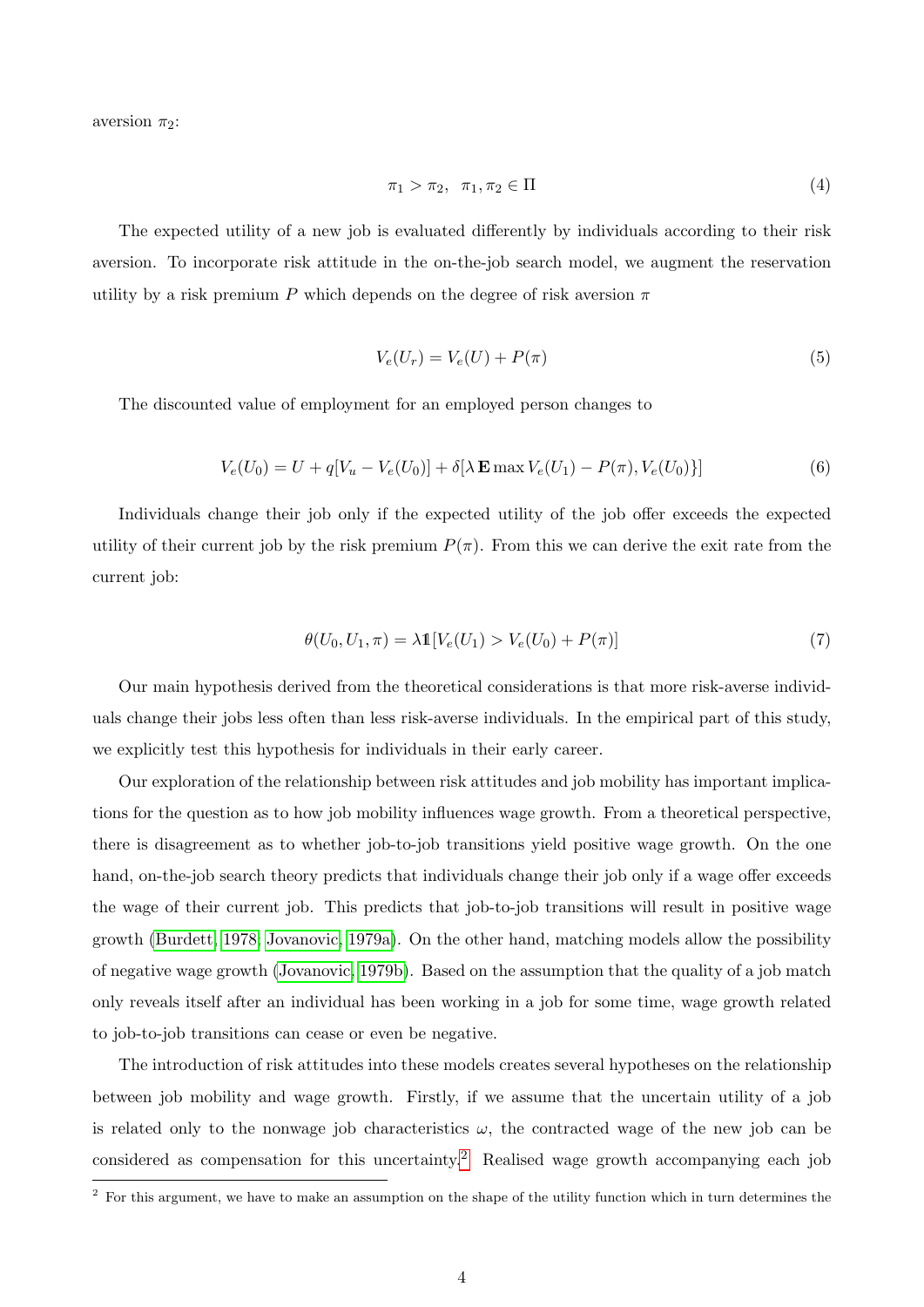aversion $\pi_2$:

$$\pi_1 > \pi_2, \quad \pi_1, \pi_2 \in \Pi \tag{4}$$

The expected utility of a new job is evaluated differently by individuals according to their risk aversion. To incorporate risk attitude in the on-the-job search model, we augment the reservation utility by a risk premium $P$ which depends on the degree of risk aversion $\pi$

$$V_e(U_r) = V_e(U) + P(\pi) \tag{5}$$

The discounted value of employment for an employed person changes to

$$V_e(U_0) = U + q[V_u - V_e(U_0)] + \delta[\lambda \, \mathbf{E} \max V_e(U_1) - P(\pi), V_e(U_0)\}] \tag{6}$$

Individuals change their job only if the expected utility of the job offer exceeds the expected utility of their current job by the risk premium $P(\pi)$. From this we can derive the exit rate from the current job:

$$\theta(U_0, U_1, \pi) = \lambda \mathbb{1}[V_e(U_1) > V_e(U_0) + P(\pi)] \tag{7}$$

Our main hypothesis derived from the theoretical considerations is that more risk-averse individuals change their jobs less often than less risk-averse individuals. In the empirical part of this study, we explicitly test this hypothesis for individuals in their early career.

Our exploration of the relationship between risk attitudes and job mobility has important implications for the question as to how job mobility influences wage growth. From a theoretical perspective, there is disagreement as to whether job-to-job transitions yield positive wage growth. On the one hand, on-the-job search theory predicts that individuals change their job only if a wage offer exceeds the wage of their current job. This predicts that job-to-job transitions will result in positive wage growth (Burdett, 1978; Jovanovic, 1979a). On the other hand, matching models allow the possibility of negative wage growth (Jovanovic, 1979b). Based on the assumption that the quality of a job match only reveals itself after an individual has been working in a job for some time, wage growth related to job-to-job transitions can cease or even be negative.

The introduction of risk attitudes into these models creates several hypotheses on the relationship between job mobility and wage growth. Firstly, if we assume that the uncertain utility of a job is related only to the nonwage job characteristics $\omega$, the contracted wage of the new job can be considered as compensation for this uncertainty.[2] Realised wage growth accompanying each job

[2] For this argument, we have to make an assumption on the shape of the utility function which in turn determines the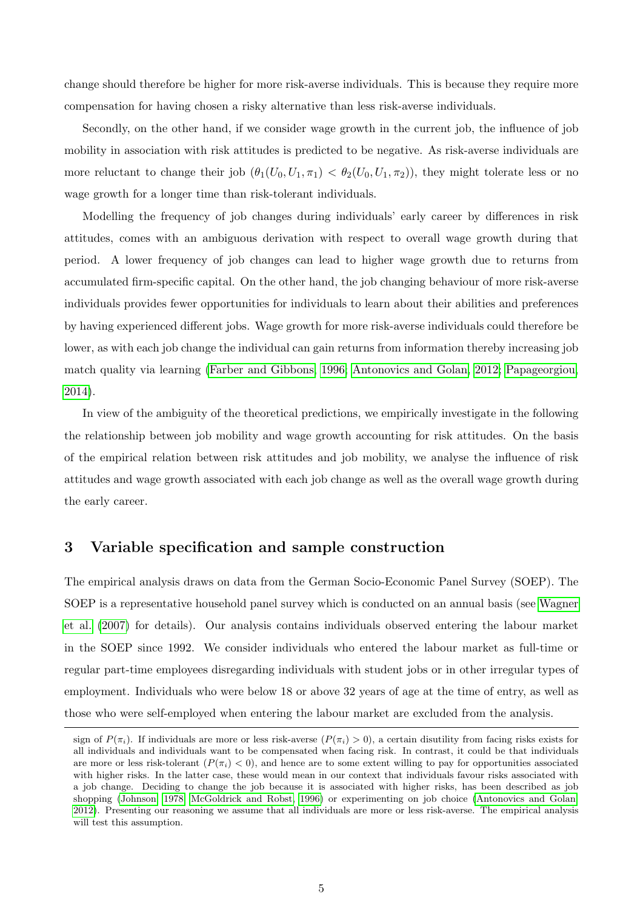change should therefore be higher for more risk-averse individuals. This is because they require more compensation for having chosen a risky alternative than less risk-averse individuals.

Secondly, on the other hand, if we consider wage growth in the current job, the influence of job mobility in association with risk attitudes is predicted to be negative. As risk-averse individuals are more reluctant to change their job ($\theta_1(U_0, U_1, \pi_1) < \theta_2(U_0, U_1, \pi_2)$), they might tolerate less or no wage growth for a longer time than risk-tolerant individuals.

Modelling the frequency of job changes during individuals' early career by differences in risk attitudes, comes with an ambiguous derivation with respect to overall wage growth during that period. A lower frequency of job changes can lead to higher wage growth due to returns from accumulated firm-specific capital. On the other hand, the job changing behaviour of more risk-averse individuals provides fewer opportunities for individuals to learn about their abilities and preferences by having experienced different jobs. Wage growth for more risk-averse individuals could therefore be lower, as with each job change the individual can gain returns from information thereby increasing job match quality via learning (Farber and Gibbons, 1996; Antonovics and Golan, 2012; Papageorgiou, 2014).

In view of the ambiguity of the theoretical predictions, we empirically investigate in the following the relationship between job mobility and wage growth accounting for risk attitudes. On the basis of the empirical relation between risk attitudes and job mobility, we analyse the influence of risk attitudes and wage growth associated with each job change as well as the overall wage growth during the early career.

## 3 Variable specification and sample construction

The empirical analysis draws on data from the German Socio-Economic Panel Survey (SOEP). The SOEP is a representative household panel survey which is conducted on an annual basis (see Wagner et al. (2007) for details). Our analysis contains individuals observed entering the labour market in the SOEP since 1992. We consider individuals who entered the labour market as full-time or regular part-time employees disregarding individuals with student jobs or in other irregular types of employment. Individuals who were below 18 or above 32 years of age at the time of entry, as well as those who were self-employed when entering the labour market are excluded from the analysis.

---

sign of $P(\pi_i)$. If individuals are more or less risk-averse ($P(\pi_i) > 0$), a certain disutility from facing risks exists for all individuals and individuals want to be compensated when facing risk. In contrast, it could be that individuals are more or less risk-tolerant ($P(\pi_i) < 0$), and hence are to some extent willing to pay for opportunities associated with higher risks. In the latter case, these would mean in our context that individuals favour risks associated with a job change. Deciding to change the job because it is associated with higher risks, has been described as job shopping (Johnson, 1978; McGoldrick and Robst, 1996) or experimenting on job choice (Antonovics and Golan, 2012). Presenting our reasoning we assume that all individuals are more or less risk-averse. The empirical analysis will test this assumption.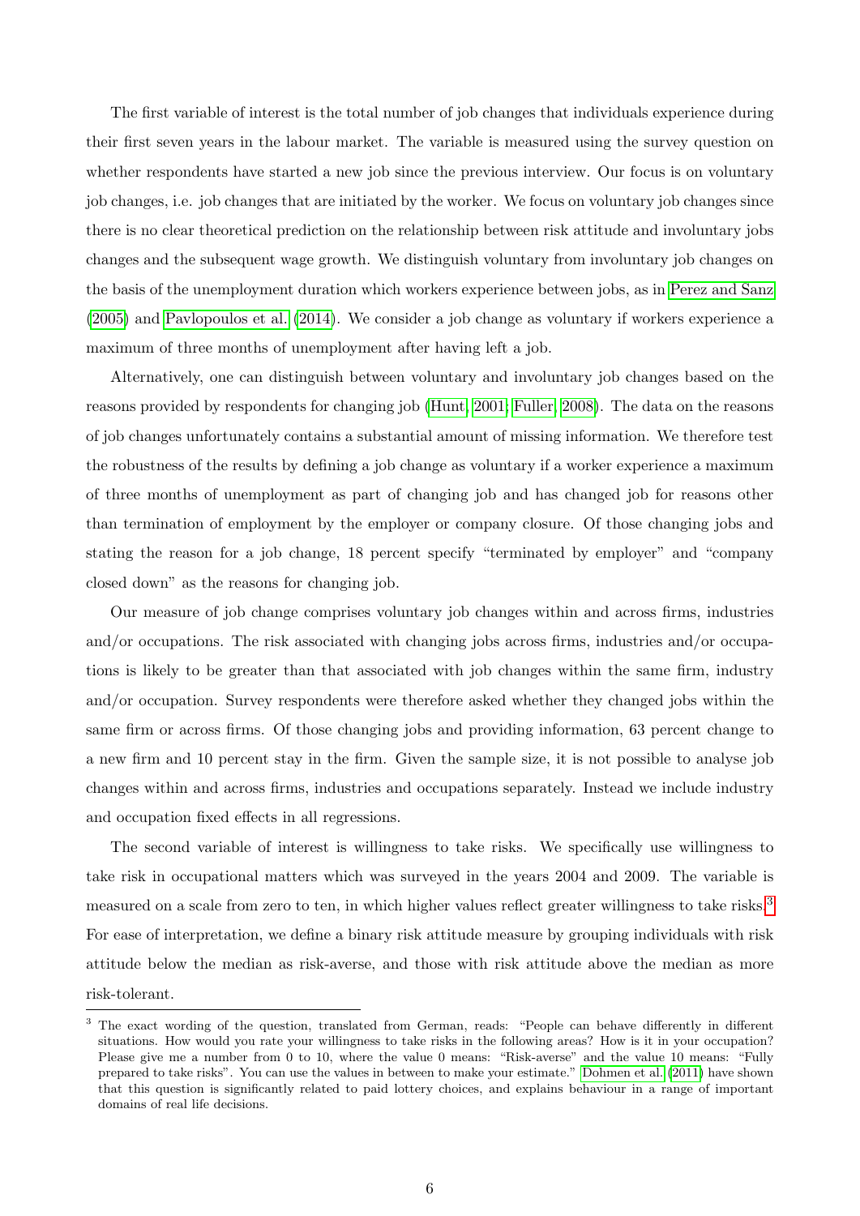The first variable of interest is the total number of job changes that individuals experience during their first seven years in the labour market. The variable is measured using the survey question on whether respondents have started a new job since the previous interview. Our focus is on voluntary job changes, i.e. job changes that are initiated by the worker. We focus on voluntary job changes since there is no clear theoretical prediction on the relationship between risk attitude and involuntary jobs changes and the subsequent wage growth. We distinguish voluntary from involuntary job changes on the basis of the unemployment duration which workers experience between jobs, as in Perez and Sanz (2005) and Pavlopoulos et al. (2014). We consider a job change as voluntary if workers experience a maximum of three months of unemployment after having left a job.

Alternatively, one can distinguish between voluntary and involuntary job changes based on the reasons provided by respondents for changing job (Hunt, 2001; Fuller, 2008). The data on the reasons of job changes unfortunately contains a substantial amount of missing information. We therefore test the robustness of the results by defining a job change as voluntary if a worker experience a maximum of three months of unemployment as part of changing job and has changed job for reasons other than termination of employment by the employer or company closure. Of those changing jobs and stating the reason for a job change, 18 percent specify "terminated by employer" and "company closed down" as the reasons for changing job.

Our measure of job change comprises voluntary job changes within and across firms, industries and/or occupations. The risk associated with changing jobs across firms, industries and/or occupations is likely to be greater than that associated with job changes within the same firm, industry and/or occupation. Survey respondents were therefore asked whether they changed jobs within the same firm or across firms. Of those changing jobs and providing information, 63 percent change to a new firm and 10 percent stay in the firm. Given the sample size, it is not possible to analyse job changes within and across firms, industries and occupations separately. Instead we include industry and occupation fixed effects in all regressions.

The second variable of interest is willingness to take risks. We specifically use willingness to take risk in occupational matters which was surveyed in the years 2004 and 2009. The variable is measured on a scale from zero to ten, in which higher values reflect greater willingness to take risks.[3] For ease of interpretation, we define a binary risk attitude measure by grouping individuals with risk attitude below the median as risk-averse, and those with risk attitude above the median as more risk-tolerant.

---

[3] The exact wording of the question, translated from German, reads: "People can behave differently in different situations. How would you rate your willingness to take risks in the following areas? How is it in your occupation? Please give me a number from 0 to 10, where the value 0 means: "Risk-averse" and the value 10 means: "Fully prepared to take risks". You can use the values in between to make your estimate." Dohmen et al. (2011) have shown that this question is significantly related to paid lottery choices, and explains behaviour in a range of important domains of real life decisions.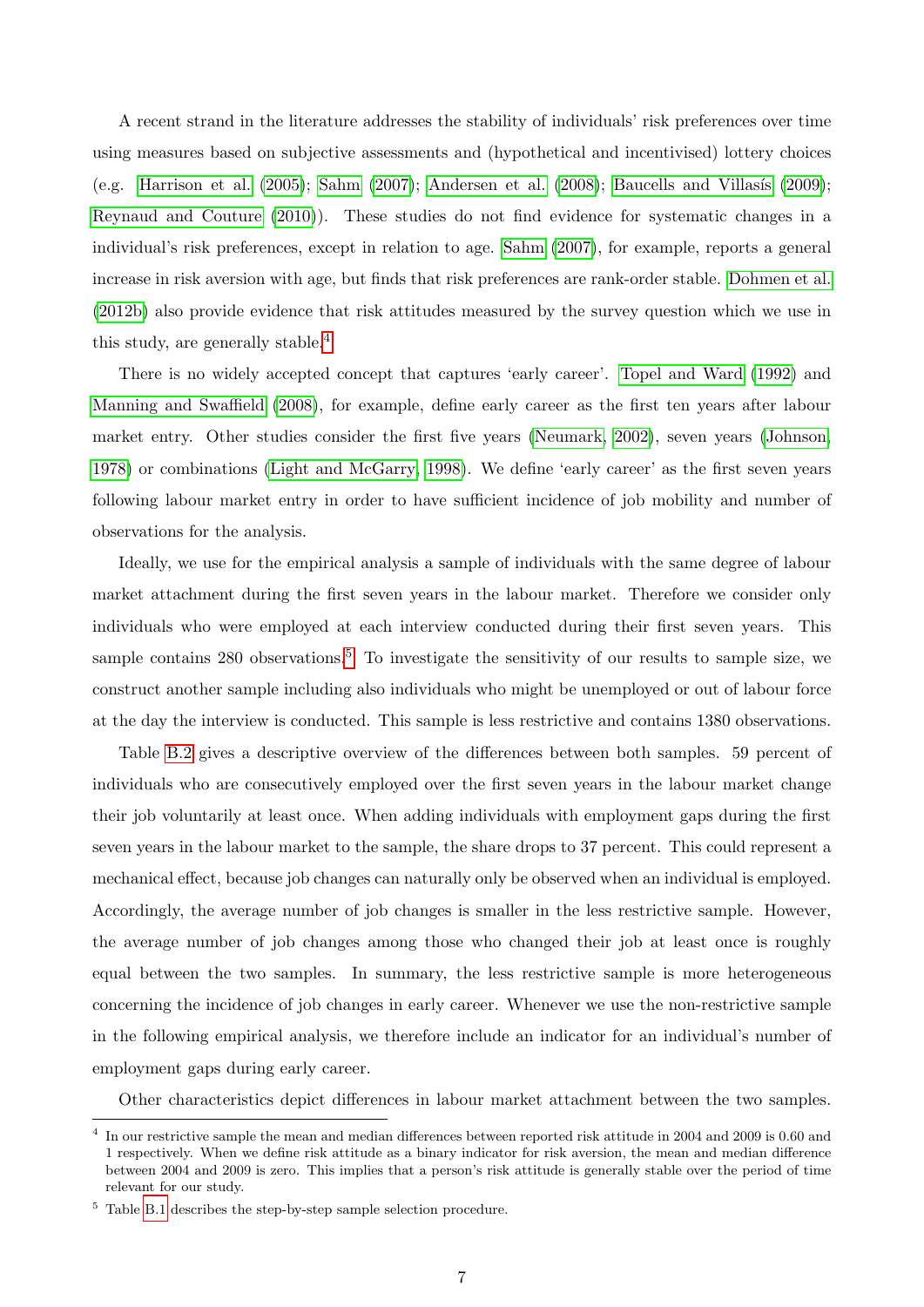A recent strand in the literature addresses the stability of individuals' risk preferences over time using measures based on subjective assessments and (hypothetical and incentivised) lottery choices (e.g. Harrison et al. (2005); Sahm (2007); Andersen et al. (2008); Baucells and Villasís (2009); Reynaud and Couture (2010)). These studies do not find evidence for systematic changes in a individual's risk preferences, except in relation to age. Sahm (2007), for example, reports a general increase in risk aversion with age, but finds that risk preferences are rank-order stable. Dohmen et al. (2012b) also provide evidence that risk attitudes measured by the survey question which we use in this study, are generally stable.[4]

There is no widely accepted concept that captures 'early career'. Topel and Ward (1992) and Manning and Swaffield (2008), for example, define early career as the first ten years after labour market entry. Other studies consider the first five years (Neumark, 2002), seven years (Johnson, 1978) or combinations (Light and McGarry, 1998). We define 'early career' as the first seven years following labour market entry in order to have sufficient incidence of job mobility and number of observations for the analysis.

Ideally, we use for the empirical analysis a sample of individuals with the same degree of labour market attachment during the first seven years in the labour market. Therefore we consider only individuals who were employed at each interview conducted during their first seven years. This sample contains 280 observations.[5] To investigate the sensitivity of our results to sample size, we construct another sample including also individuals who might be unemployed or out of labour force at the day the interview is conducted. This sample is less restrictive and contains 1380 observations.

Table B.2 gives a descriptive overview of the differences between both samples. 59 percent of individuals who are consecutively employed over the first seven years in the labour market change their job voluntarily at least once. When adding individuals with employment gaps during the first seven years in the labour market to the sample, the share drops to 37 percent. This could represent a mechanical effect, because job changes can naturally only be observed when an individual is employed. Accordingly, the average number of job changes is smaller in the less restrictive sample. However, the average number of job changes among those who changed their job at least once is roughly equal between the two samples. In summary, the less restrictive sample is more heterogeneous concerning the incidence of job changes in early career. Whenever we use the non-restrictive sample in the following empirical analysis, we therefore include an indicator for an individual's number of employment gaps during early career.

Other characteristics depict differences in labour market attachment between the two samples.

---

[4] In our restrictive sample the mean and median differences between reported risk attitude in 2004 and 2009 is 0.60 and 1 respectively. When we define risk attitude as a binary indicator for risk aversion, the mean and median difference between 2004 and 2009 is zero. This implies that a person's risk attitude is generally stable over the period of time relevant for our study.

[5] Table B.1 describes the step-by-step sample selection procedure.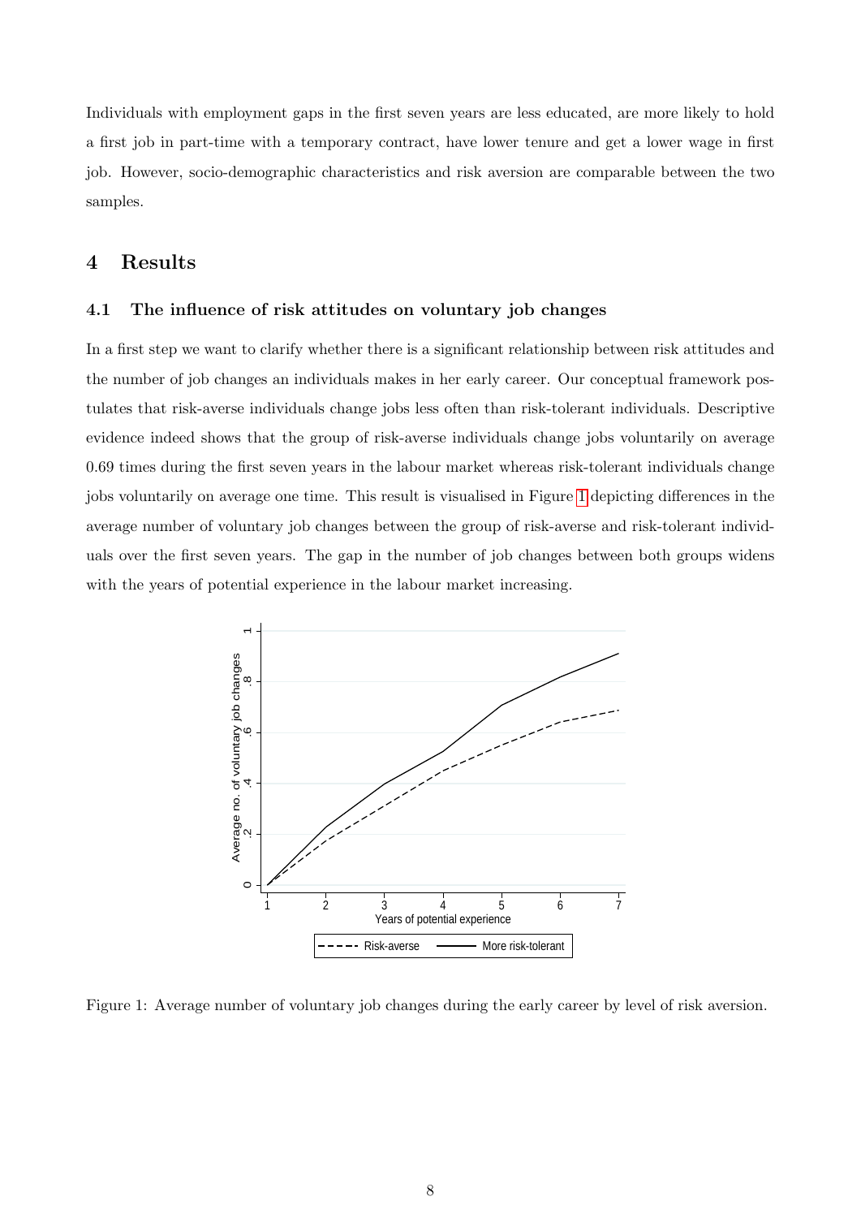Individuals with employment gaps in the first seven years are less educated, are more likely to hold a first job in part-time with a temporary contract, have lower tenure and get a lower wage in first job. However, socio-demographic characteristics and risk aversion are comparable between the two samples.

# 4 Results

## 4.1 The influence of risk attitudes on voluntary job changes

In a first step we want to clarify whether there is a significant relationship between risk attitudes and the number of job changes an individuals makes in her early career. Our conceptual framework postulates that risk-averse individuals change jobs less often than risk-tolerant individuals. Descriptive evidence indeed shows that the group of risk-averse individuals change jobs voluntarily on average 0.69 times during the first seven years in the labour market whereas risk-tolerant individuals change jobs voluntarily on average one time. This result is visualised in Figure 1 depicting differences in the average number of voluntary job changes between the group of risk-averse and risk-tolerant individuals over the first seven years. The gap in the number of job changes between both groups widens with the years of potential experience in the labour market increasing.

Figure 1: Average number of voluntary job changes during the early career by level of risk aversion.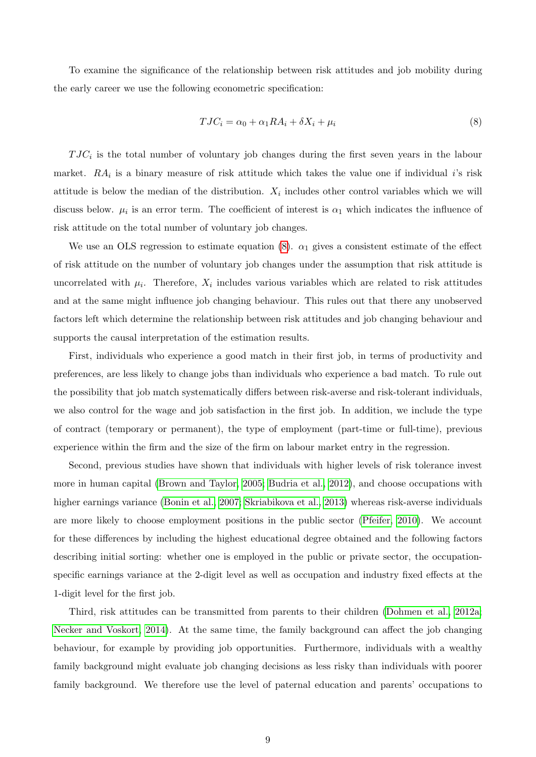To examine the significance of the relationship between risk attitudes and job mobility during the early career we use the following econometric specification:

$$TJC_i = \alpha_0 + \alpha_1 RA_i + \delta X_i + \mu_i \tag{8}$$

$TJC_i$ is the total number of voluntary job changes during the first seven years in the labour market. $RA_i$ is a binary measure of risk attitude which takes the value one if individual $i$'s risk attitude is below the median of the distribution. $X_i$ includes other control variables which we will discuss below. $\mu_i$ is an error term. The coefficient of interest is $\alpha_1$ which indicates the influence of risk attitude on the total number of voluntary job changes.

We use an OLS regression to estimate equation (8). $\alpha_1$ gives a consistent estimate of the effect of risk attitude on the number of voluntary job changes under the assumption that risk attitude is uncorrelated with $\mu_i$. Therefore, $X_i$ includes various variables which are related to risk attitudes and at the same might influence job changing behaviour. This rules out that there any unobserved factors left which determine the relationship between risk attitudes and job changing behaviour and supports the causal interpretation of the estimation results.

First, individuals who experience a good match in their first job, in terms of productivity and preferences, are less likely to change jobs than individuals who experience a bad match. To rule out the possibility that job match systematically differs between risk-averse and risk-tolerant individuals, we also control for the wage and job satisfaction in the first job. In addition, we include the type of contract (temporary or permanent), the type of employment (part-time or full-time), previous experience within the firm and the size of the firm on labour market entry in the regression.

Second, previous studies have shown that individuals with higher levels of risk tolerance invest more in human capital (Brown and Taylor, 2005; Budria et al., 2012), and choose occupations with higher earnings variance (Bonin et al., 2007; Skriabikova et al., 2013) whereas risk-averse individuals are more likely to choose employment positions in the public sector (Pfeifer, 2010). We account for these differences by including the highest educational degree obtained and the following factors describing initial sorting: whether one is employed in the public or private sector, the occupation-specific earnings variance at the 2-digit level as well as occupation and industry fixed effects at the 1-digit level for the first job.

Third, risk attitudes can be transmitted from parents to their children (Dohmen et al., 2012a; Necker and Voskort, 2014). At the same time, the family background can affect the job changing behaviour, for example by providing job opportunities. Furthermore, individuals with a wealthy family background might evaluate job changing decisions as less risky than individuals with poorer family background. We therefore use the level of paternal education and parents' occupations to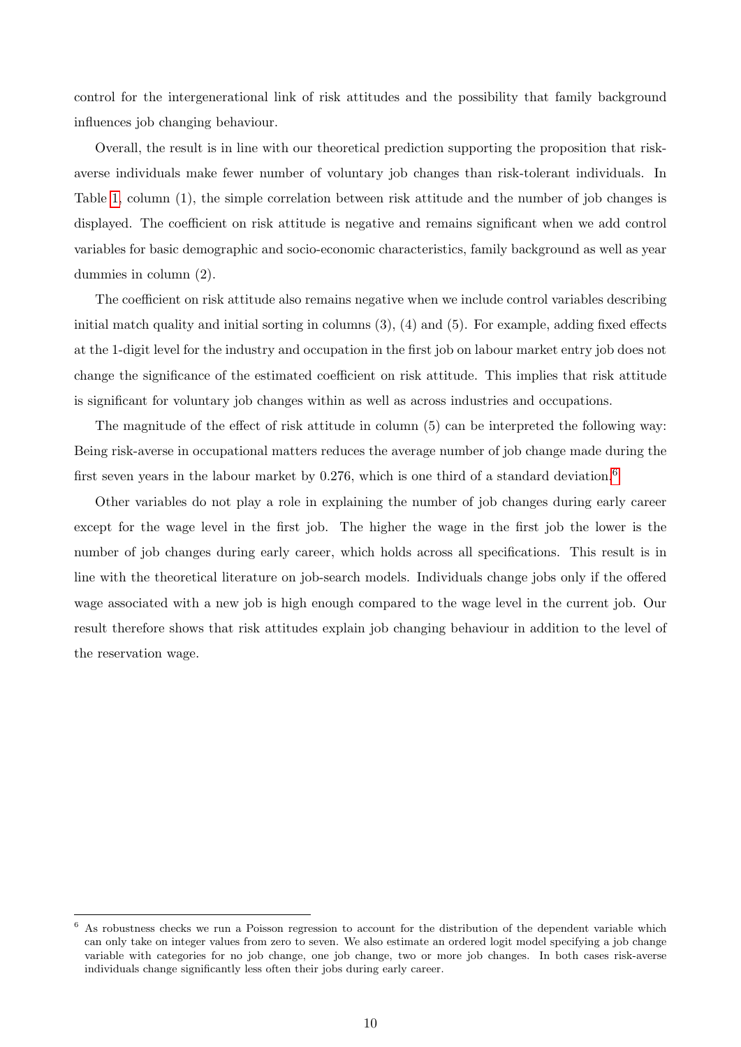control for the intergenerational link of risk attitudes and the possibility that family background influences job changing behaviour.

Overall, the result is in line with our theoretical prediction supporting the proposition that risk-averse individuals make fewer number of voluntary job changes than risk-tolerant individuals. In Table 1, column (1), the simple correlation between risk attitude and the number of job changes is displayed. The coefficient on risk attitude is negative and remains significant when we add control variables for basic demographic and socio-economic characteristics, family background as well as year dummies in column (2).

The coefficient on risk attitude also remains negative when we include control variables describing initial match quality and initial sorting in columns (3), (4) and (5). For example, adding fixed effects at the 1-digit level for the industry and occupation in the first job on labour market entry job does not change the significance of the estimated coefficient on risk attitude. This implies that risk attitude is significant for voluntary job changes within as well as across industries and occupations.

The magnitude of the effect of risk attitude in column (5) can be interpreted the following way: Being risk-averse in occupational matters reduces the average number of job change made during the first seven years in the labour market by 0.276, which is one third of a standard deviation.[6]

Other variables do not play a role in explaining the number of job changes during early career except for the wage level in the first job. The higher the wage in the first job the lower is the number of job changes during early career, which holds across all specifications. This result is in line with the theoretical literature on job-search models. Individuals change jobs only if the offered wage associated with a new job is high enough compared to the wage level in the current job. Our result therefore shows that risk attitudes explain job changing behaviour in addition to the level of the reservation wage.

[6] As robustness checks we run a Poisson regression to account for the distribution of the dependent variable which can only take on integer values from zero to seven. We also estimate an ordered logit model specifying a job change variable with categories for no job change, one job change, two or more job changes. In both cases risk-averse individuals change significantly less often their jobs during early career.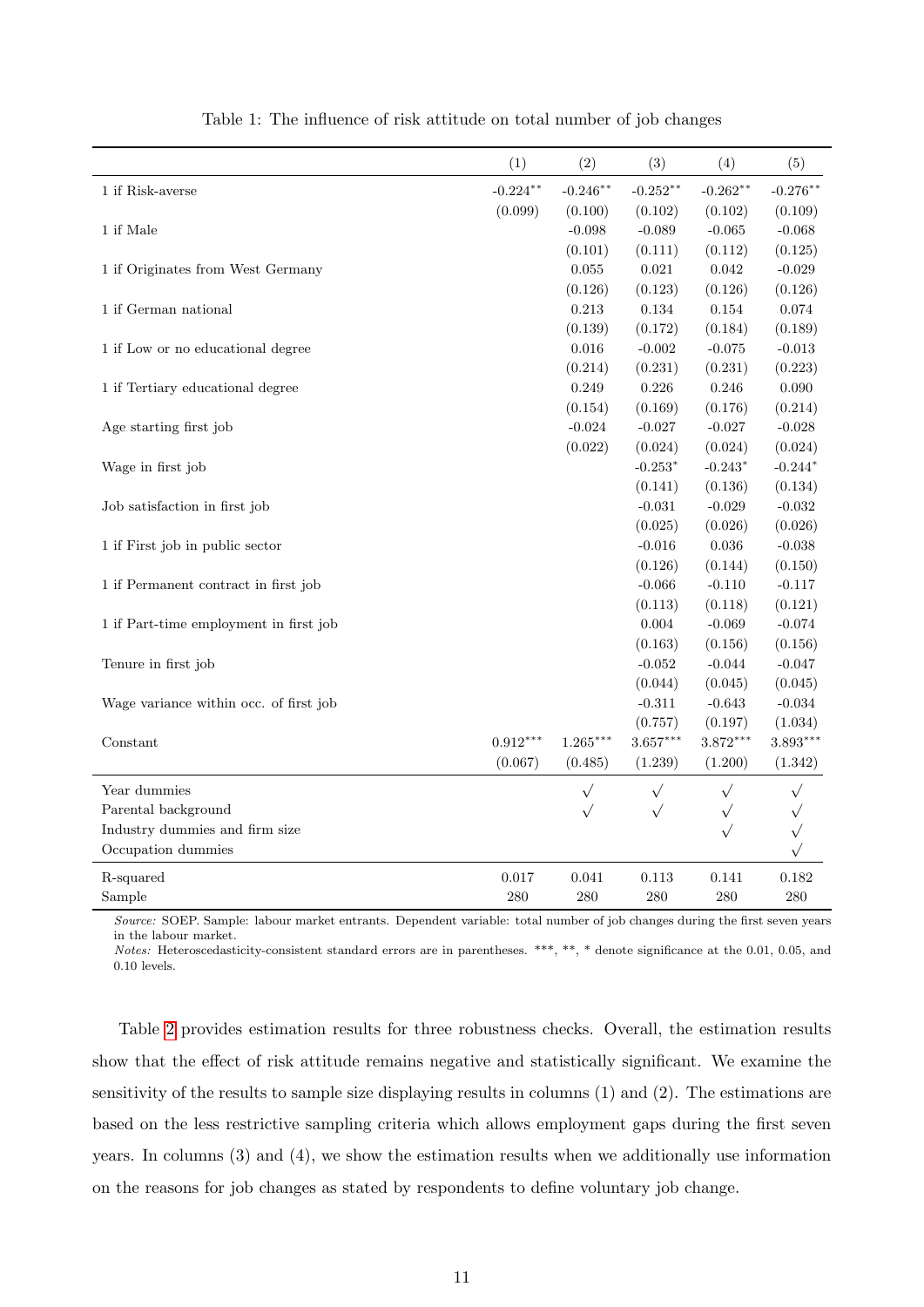Table 1: The influence of risk attitude on total number of job changes

| | (1) | (2) | (3) | (4) | (5) |
|---|---|---|---|---|---|
| 1 if Risk-averse | -0.224** | -0.246** | -0.252** | -0.262** | -0.276** |
| | (0.099) | (0.100) | (0.102) | (0.102) | (0.109) |
| 1 if Male | | -0.098 | -0.089 | -0.065 | -0.068 |
| | | (0.101) | (0.111) | (0.112) | (0.125) |
| 1 if Originates from West Germany | | 0.055 | 0.021 | 0.042 | -0.029 |
| | | (0.126) | (0.123) | (0.126) | (0.126) |
| 1 if German national | | 0.213 | 0.134 | 0.154 | 0.074 |
| | | (0.139) | (0.172) | (0.184) | (0.189) |
| 1 if Low or no educational degree | | 0.016 | -0.002 | -0.075 | -0.013 |
| | | (0.214) | (0.231) | (0.231) | (0.223) |
| 1 if Tertiary educational degree | | 0.249 | 0.226 | 0.246 | 0.090 |
| | | (0.154) | (0.169) | (0.176) | (0.214) |
| Age starting first job | | -0.024 | -0.027 | -0.027 | -0.028 |
| | | (0.022) | (0.024) | (0.024) | (0.024) |
| Wage in first job | | | -0.253* | -0.243* | -0.244* |
| | | | (0.141) | (0.136) | (0.134) |
| Job satisfaction in first job | | | -0.031 | -0.029 | -0.032 |
| | | | (0.025) | (0.026) | (0.026) |
| 1 if First job in public sector | | | -0.016 | 0.036 | -0.038 |
| | | | (0.126) | (0.144) | (0.150) |
| 1 if Permanent contract in first job | | | -0.066 | -0.110 | -0.117 |
| | | | (0.113) | (0.118) | (0.121) |
| 1 if Part-time employment in first job | | | 0.004 | -0.069 | -0.074 |
| | | | (0.163) | (0.156) | (0.156) |
| Tenure in first job | | | -0.052 | -0.044 | -0.047 |
| | | | (0.044) | (0.045) | (0.045) |
| Wage variance within occ. of first job | | | -0.311 | -0.643 | -0.034 |
| | | | (0.757) | (0.197) | (1.034) |
| Constant | 0.912*** | 1.265*** | 3.657*** | 3.872*** | 3.893*** |
| | (0.067) | (0.485) | (1.239) | (1.200) | (1.342) |
| Year dummies | | √ | √ | √ | √ |
| Parental background | | √ | √ | √ | √ |
| Industry dummies and firm size | | | | √ | √ |
| Occupation dummies | | | | | √ |
| R-squared | 0.017 | 0.041 | 0.113 | 0.141 | 0.182 |
| Sample | 280 | 280 | 280 | 280 | 280 |

*Source:* SOEP. Sample: labour market entrants. Dependent variable: total number of job changes during the first seven years in the labour market.
*Notes:* Heteroscedasticity-consistent standard errors are in parentheses. ***, **, * denote significance at the 0.01, 0.05, and 0.10 levels.

Table 2 provides estimation results for three robustness checks. Overall, the estimation results show that the effect of risk attitude remains negative and statistically significant. We examine the sensitivity of the results to sample size displaying results in columns (1) and (2). The estimations are based on the less restrictive sampling criteria which allows employment gaps during the first seven years. In columns (3) and (4), we show the estimation results when we additionally use information on the reasons for job changes as stated by respondents to define voluntary job change.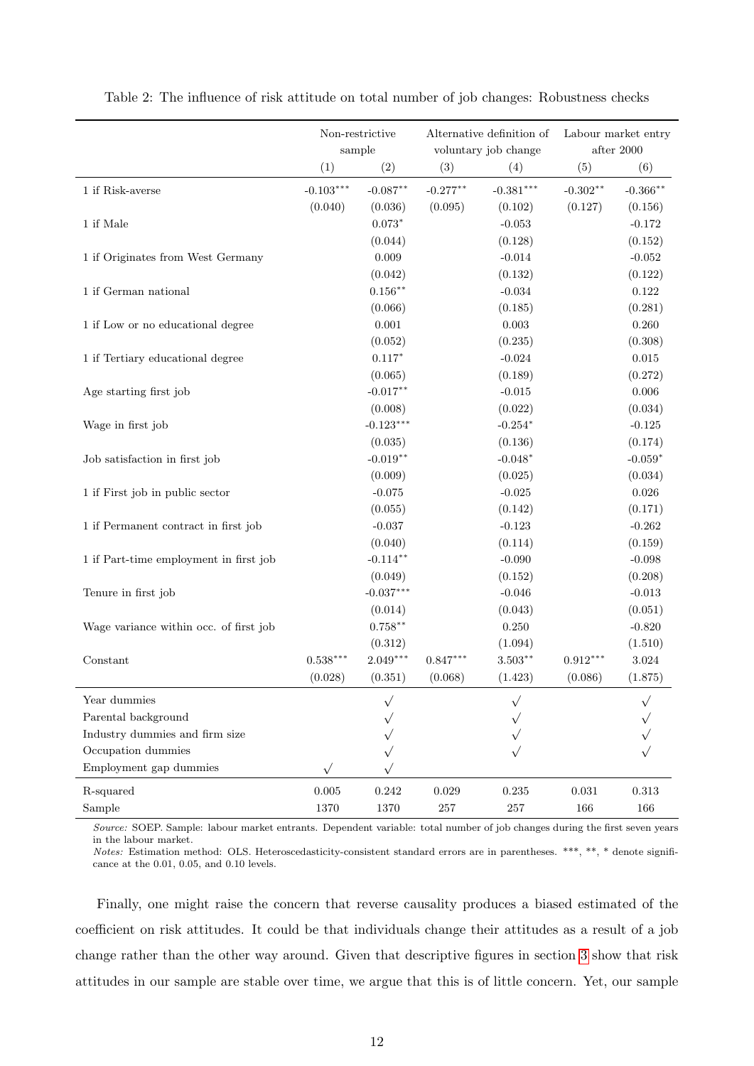Table 2: The influence of risk attitude on total number of job changes: Robustness checks

| | Non-restrictive sample | | Alternative definition of voluntary job change | | Labour market entry after 2000 | |
|---|---|---|---|---|---|---|
| | (1) | (2) | (3) | (4) | (5) | (6) |
| 1 if Risk-averse | -0.103*** | -0.087** | -0.277** | -0.381*** | -0.302** | -0.366** |
| | (0.040) | (0.036) | (0.095) | (0.102) | (0.127) | (0.156) |
| 1 if Male | | 0.073* | | -0.053 | | -0.172 |
| | | (0.044) | | (0.128) | | (0.152) |
| 1 if Originates from West Germany | | 0.009 | | -0.014 | | -0.052 |
| | | (0.042) | | (0.132) | | (0.122) |
| 1 if German national | | 0.156** | | -0.034 | | 0.122 |
| | | (0.066) | | (0.185) | | (0.281) |
| 1 if Low or no educational degree | | 0.001 | | 0.003 | | 0.260 |
| | | (0.052) | | (0.235) | | (0.308) |
| 1 if Tertiary educational degree | | 0.117* | | -0.024 | | 0.015 |
| | | (0.065) | | (0.189) | | (0.272) |
| Age starting first job | | -0.017** | | -0.015 | | 0.006 |
| | | (0.008) | | (0.022) | | (0.034) |
| Wage in first job | | -0.123*** | | -0.254* | | -0.125 |
| | | (0.035) | | (0.136) | | (0.174) |
| Job satisfaction in first job | | -0.019** | | -0.048* | | -0.059* |
| | | (0.009) | | (0.025) | | (0.034) |
| 1 if First job in public sector | | -0.075 | | -0.025 | | 0.026 |
| | | (0.055) | | (0.142) | | (0.171) |
| 1 if Permanent contract in first job | | -0.037 | | -0.123 | | -0.262 |
| | | (0.040) | | (0.114) | | (0.159) |
| 1 if Part-time employment in first job | | -0.114** | | -0.090 | | -0.098 |
| | | (0.049) | | (0.152) | | (0.208) |
| Tenure in first job | | -0.037*** | | -0.046 | | -0.013 |
| | | (0.014) | | (0.043) | | (0.051) |
| Wage variance within occ. of first job | | 0.758** | | 0.250 | | -0.820 |
| | | (0.312) | | (1.094) | | (1.510) |
| Constant | 0.538*** | 2.049*** | 0.847*** | 3.503** | 0.912*** | 3.024 |
| | (0.028) | (0.351) | (0.068) | (1.423) | (0.086) | (1.875) |
| Year dummies | | √ | | √ | | √ |
| Parental background | | √ | | √ | | √ |
| Industry dummies and firm size | | √ | | √ | | √ |
| Occupation dummies | | √ | | √ | | √ |
| Employment gap dummies | √ | √ | | | | |
| R-squared | 0.005 | 0.242 | 0.029 | 0.235 | 0.031 | 0.313 |
| Sample | 1370 | 1370 | 257 | 257 | 166 | 166 |

*Source:* SOEP. Sample: labour market entrants. Dependent variable: total number of job changes during the first seven years in the labour market.
*Notes:* Estimation method: OLS. Heteroscedasticity-consistent standard errors are in parentheses. ***, **, * denote significance at the 0.01, 0.05, and 0.10 levels.

Finally, one might raise the concern that reverse causality produces a biased estimated of the coefficient on risk attitudes. It could be that individuals change their attitudes as a result of a job change rather than the other way around. Given that descriptive figures in section 3 show that risk attitudes in our sample are stable over time, we argue that this is of little concern. Yet, our sample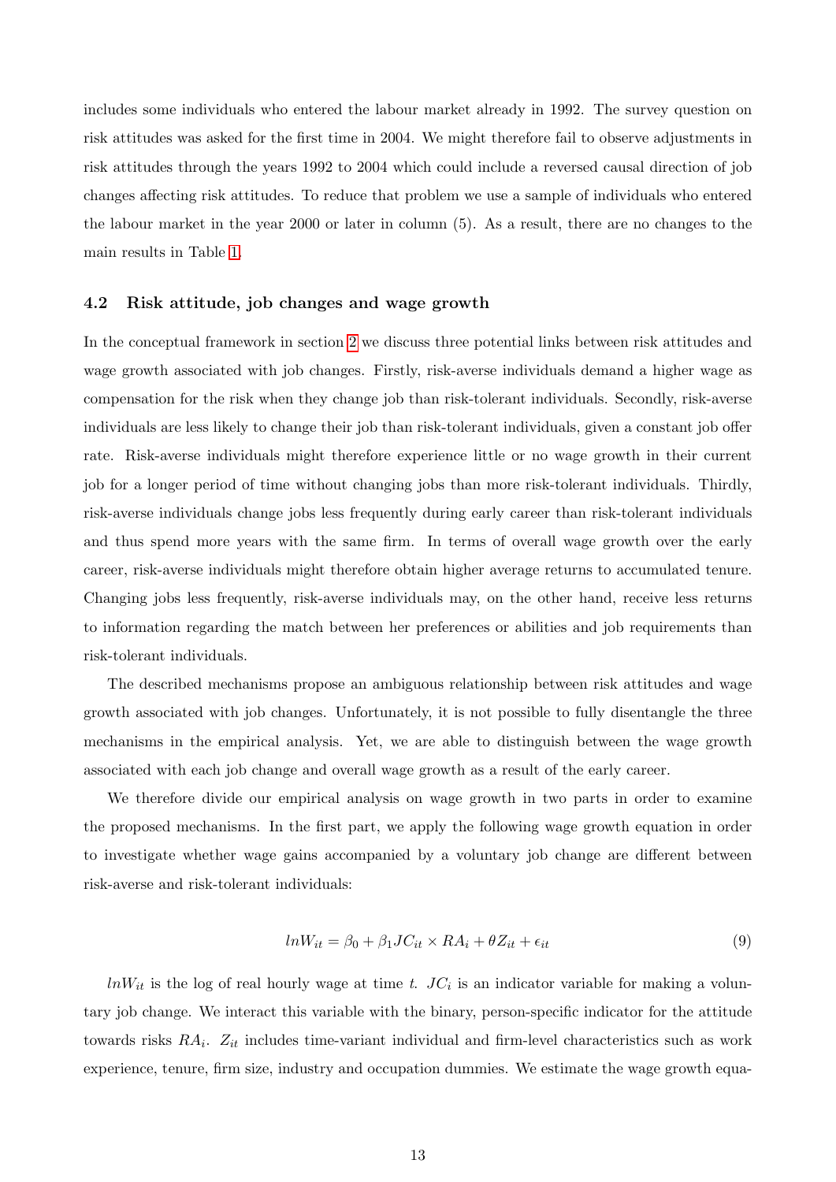includes some individuals who entered the labour market already in 1992. The survey question on risk attitudes was asked for the first time in 2004. We might therefore fail to observe adjustments in risk attitudes through the years 1992 to 2004 which could include a reversed causal direction of job changes affecting risk attitudes. To reduce that problem we use a sample of individuals who entered the labour market in the year 2000 or later in column (5). As a result, there are no changes to the main results in Table 1.

### 4.2 Risk attitude, job changes and wage growth

In the conceptual framework in section 2 we discuss three potential links between risk attitudes and wage growth associated with job changes. Firstly, risk-averse individuals demand a higher wage as compensation for the risk when they change job than risk-tolerant individuals. Secondly, risk-averse individuals are less likely to change their job than risk-tolerant individuals, given a constant job offer rate. Risk-averse individuals might therefore experience little or no wage growth in their current job for a longer period of time without changing jobs than more risk-tolerant individuals. Thirdly, risk-averse individuals change jobs less frequently during early career than risk-tolerant individuals and thus spend more years with the same firm. In terms of overall wage growth over the early career, risk-averse individuals might therefore obtain higher average returns to accumulated tenure. Changing jobs less frequently, risk-averse individuals may, on the other hand, receive less returns to information regarding the match between her preferences or abilities and job requirements than risk-tolerant individuals.

The described mechanisms propose an ambiguous relationship between risk attitudes and wage growth associated with job changes. Unfortunately, it is not possible to fully disentangle the three mechanisms in the empirical analysis. Yet, we are able to distinguish between the wage growth associated with each job change and overall wage growth as a result of the early career.

We therefore divide our empirical analysis on wage growth in two parts in order to examine the proposed mechanisms. In the first part, we apply the following wage growth equation in order to investigate whether wage gains accompanied by a voluntary job change are different between risk-averse and risk-tolerant individuals:

$$lnW_{it} = \beta_0 + \beta_1 JC_{it} \times RA_i + \theta Z_{it} + \epsilon_{it} \tag{9}$$

$lnW_{it}$ is the log of real hourly wage at time $t$. $JC_i$ is an indicator variable for making a voluntary job change. We interact this variable with the binary, person-specific indicator for the attitude towards risks $RA_i$. $Z_{it}$ includes time-variant individual and firm-level characteristics such as work experience, tenure, firm size, industry and occupation dummies. We estimate the wage growth equa-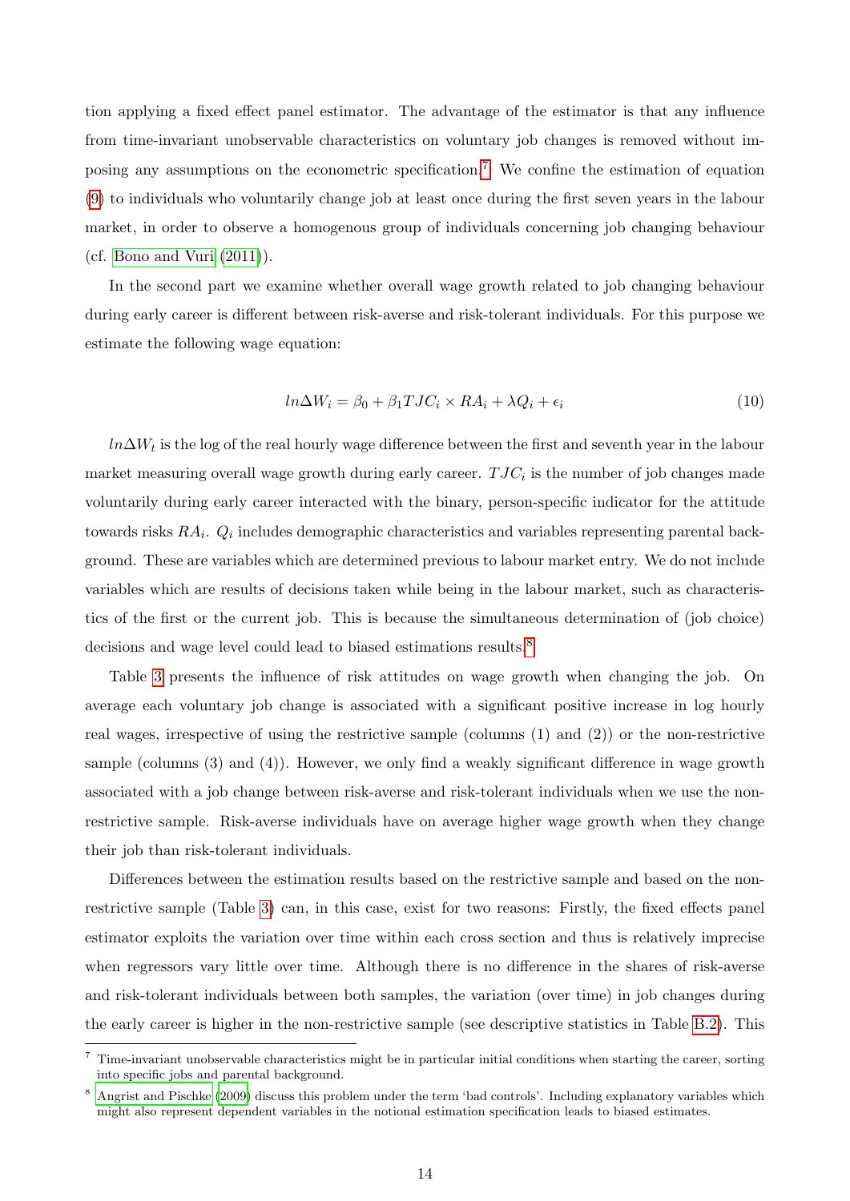tion applying a fixed effect panel estimator. The advantage of the estimator is that any influence from time-invariant unobservable characteristics on voluntary job changes is removed without imposing any assumptions on the econometric specification.[7] We confine the estimation of equation (9) to individuals who voluntarily change job at least once during the first seven years in the labour market, in order to observe a homogenous group of individuals concerning job changing behaviour (cf. Bono and Vuri (2011)).

In the second part we examine whether overall wage growth related to job changing behaviour during early career is different between risk-averse and risk-tolerant individuals. For this purpose we estimate the following wage equation:

$$ln\Delta W_i = \beta_0 + \beta_1 TJC_i \times RA_i + \lambda Q_i + \epsilon_i \tag{10}$$

$ln\Delta W_t$ is the log of the real hourly wage difference between the first and seventh year in the labour market measuring overall wage growth during early career. $TJC_i$ is the number of job changes made voluntarily during early career interacted with the binary, person-specific indicator for the attitude towards risks $RA_i$. $Q_i$ includes demographic characteristics and variables representing parental background. These are variables which are determined previous to labour market entry. We do not include variables which are results of decisions taken while being in the labour market, such as characteristics of the first or the current job. This is because the simultaneous determination of (job choice) decisions and wage level could lead to biased estimations results.[8]

Table 3 presents the influence of risk attitudes on wage growth when changing the job. On average each voluntary job change is associated with a significant positive increase in log hourly real wages, irrespective of using the restrictive sample (columns (1) and (2)) or the non-restrictive sample (columns (3) and (4)). However, we only find a weakly significant difference in wage growth associated with a job change between risk-averse and risk-tolerant individuals when we use the non-restrictive sample. Risk-averse individuals have on average higher wage growth when they change their job than risk-tolerant individuals.

Differences between the estimation results based on the restrictive sample and based on the non-restrictive sample (Table 3) can, in this case, exist for two reasons: Firstly, the fixed effects panel estimator exploits the variation over time within each cross section and thus is relatively imprecise when regressors vary little over time. Although there is no difference in the shares of risk-averse and risk-tolerant individuals between both samples, the variation (over time) in job changes during the early career is higher in the non-restrictive sample (see descriptive statistics in Table B.2). This

---

[7] Time-invariant unobservable characteristics might be in particular initial conditions when starting the career, sorting into specific jobs and parental background.

[8] Angrist and Pischke (2009) discuss this problem under the term 'bad controls'. Including explanatory variables which might also represent dependent variables in the notional estimation specification leads to biased estimates.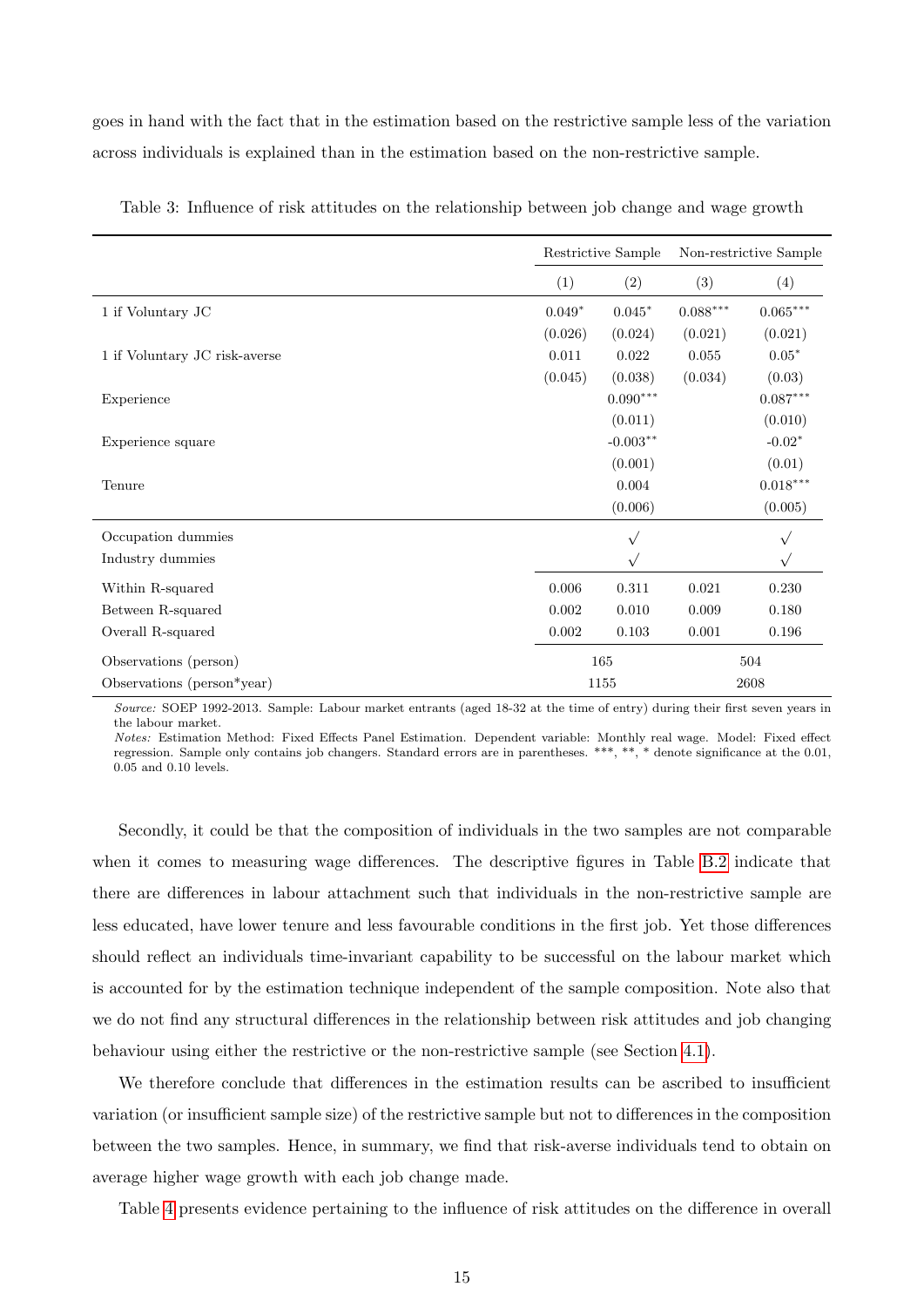goes in hand with the fact that in the estimation based on the restrictive sample less of the variation across individuals is explained than in the estimation based on the non-restrictive sample.

Table 3: Influence of risk attitudes on the relationship between job change and wage growth

| | Restrictive Sample | | Non-restrictive Sample | |
|---|---|---|---|---|
| | (1) | (2) | (3) | (4) |
| 1 if Voluntary JC | 0.049* | 0.045* | 0.088*** | 0.065*** |
| | (0.026) | (0.024) | (0.021) | (0.021) |
| 1 if Voluntary JC risk-averse | 0.011 | 0.022 | 0.055 | 0.05* |
| | (0.045) | (0.038) | (0.034) | (0.03) |
| Experience | | 0.090*** | | 0.087*** |
| | | (0.011) | | (0.010) |
| Experience square | | -0.003** | | -0.02* |
| | | (0.001) | | (0.01) |
| Tenure | | 0.004 | | 0.018*** |
| | | (0.006) | | (0.005) |
| Occupation dummies | | √ | | √ |
| Industry dummies | | √ | | √ |
| Within R-squared | 0.006 | 0.311 | 0.021 | 0.230 |
| Between R-squared | 0.002 | 0.010 | 0.009 | 0.180 |
| Overall R-squared | 0.002 | 0.103 | 0.001 | 0.196 |
| Observations (person) | 165 | | 504 | |
| Observations (person*year) | 1155 | | 2608 | |

*Source:* SOEP 1992-2013. Sample: Labour market entrants (aged 18-32 at the time of entry) during their first seven years in the labour market.
*Notes:* Estimation Method: Fixed Effects Panel Estimation. Dependent variable: Monthly real wage. Model: Fixed effect regression. Sample only contains job changers. Standard errors are in parentheses. ***, **, * denote significance at the 0.01, 0.05 and 0.10 levels.

Secondly, it could be that the composition of individuals in the two samples are not comparable when it comes to measuring wage differences. The descriptive figures in Table B.2 indicate that there are differences in labour attachment such that individuals in the non-restrictive sample are less educated, have lower tenure and less favourable conditions in the first job. Yet those differences should reflect an individuals time-invariant capability to be successful on the labour market which is accounted for by the estimation technique independent of the sample composition. Note also that we do not find any structural differences in the relationship between risk attitudes and job changing behaviour using either the restrictive or the non-restrictive sample (see Section 4.1).

We therefore conclude that differences in the estimation results can be ascribed to insufficient variation (or insufficient sample size) of the restrictive sample but not to differences in the composition between the two samples. Hence, in summary, we find that risk-averse individuals tend to obtain on average higher wage growth with each job change made.

Table 4 presents evidence pertaining to the influence of risk attitudes on the difference in overall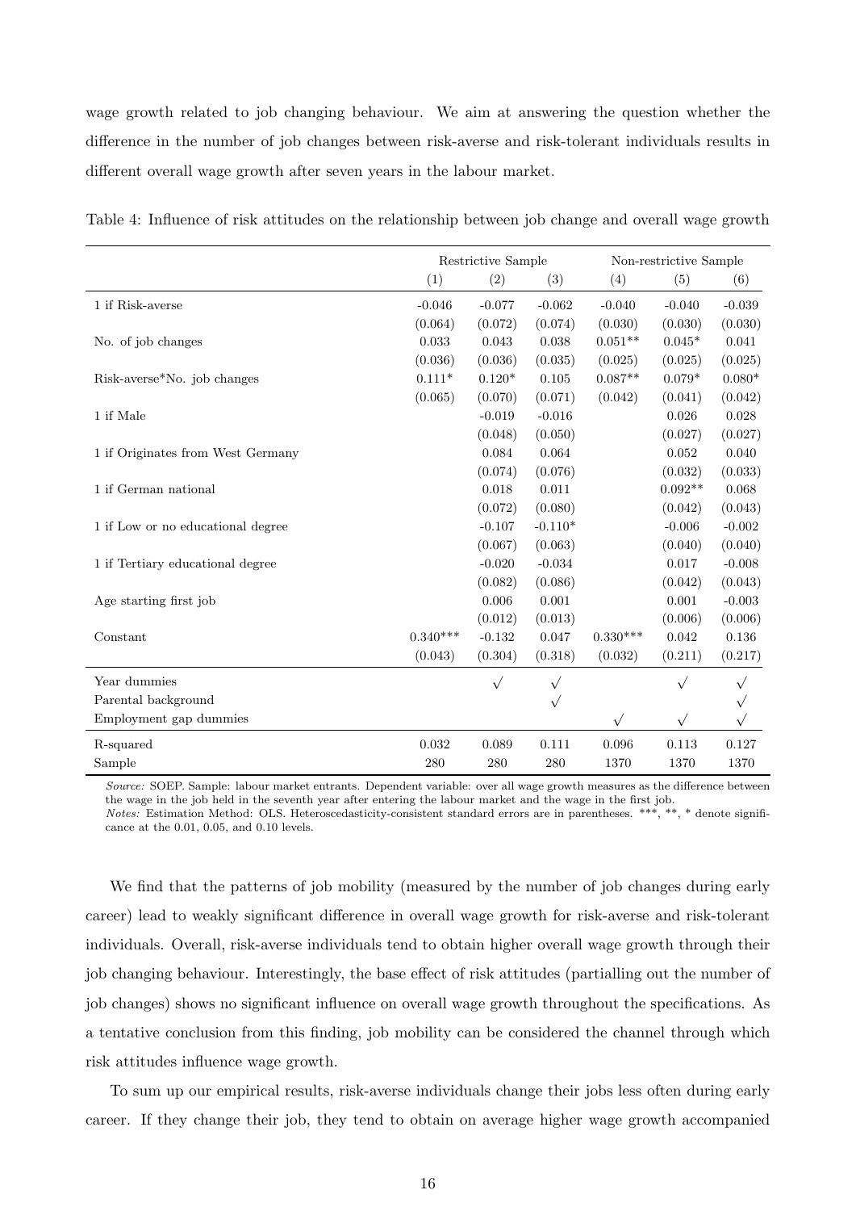wage growth related to job changing behaviour. We aim at answering the question whether the difference in the number of job changes between risk-averse and risk-tolerant individuals results in different overall wage growth after seven years in the labour market.

Table 4: Influence of risk attitudes on the relationship between job change and overall wage growth

| | Restrictive Sample | | | Non-restrictive Sample | | |
|---|---|---|---|---|---|---|
| | (1) | (2) | (3) | (4) | (5) | (6) |
| 1 if Risk-averse | -0.046 | -0.077 | -0.062 | -0.040 | -0.040 | -0.039 |
| | (0.064) | (0.072) | (0.074) | (0.030) | (0.030) | (0.030) |
| No. of job changes | 0.033 | 0.043 | 0.038 | 0.051** | 0.045* | 0.041 |
| | (0.036) | (0.036) | (0.035) | (0.025) | (0.025) | (0.025) |
| Risk-averse*No. job changes | 0.111* | 0.120* | 0.105 | 0.087** | 0.079* | 0.080* |
| | (0.065) | (0.070) | (0.071) | (0.042) | (0.041) | (0.042) |
| 1 if Male | | -0.019 | -0.016 | | 0.026 | 0.028 |
| | | (0.048) | (0.050) | | (0.027) | (0.027) |
| 1 if Originates from West Germany | | 0.084 | 0.064 | | 0.052 | 0.040 |
| | | (0.074) | (0.076) | | (0.032) | (0.033) |
| 1 if German national | | 0.018 | 0.011 | | 0.092** | 0.068 |
| | | (0.072) | (0.080) | | (0.042) | (0.043) |
| 1 if Low or no educational degree | | -0.107 | -0.110* | | -0.006 | -0.002 |
| | | (0.067) | (0.063) | | (0.040) | (0.040) |
| 1 if Tertiary educational degree | | -0.020 | -0.034 | | 0.017 | -0.008 |
| | | (0.082) | (0.086) | | (0.042) | (0.043) |
| Age starting first job | | 0.006 | 0.001 | | 0.001 | -0.003 |
| | | (0.012) | (0.013) | | (0.006) | (0.006) |
| Constant | 0.340*** | -0.132 | 0.047 | 0.330*** | 0.042 | 0.136 |
| | (0.043) | (0.304) | (0.318) | (0.032) | (0.211) | (0.217) |
| Year dummies | | √ | √ | | √ | √ |
| Parental background | | | √ | | | √ |
| Employment gap dummies | | | | √ | √ | √ |
| R-squared | 0.032 | 0.089 | 0.111 | 0.096 | 0.113 | 0.127 |
| Sample | 280 | 280 | 280 | 1370 | 1370 | 1370 |

*Source:* SOEP. Sample: labour market entrants. Dependent variable: over all wage growth measures as the difference between the wage in the job held in the seventh year after entering the labour market and the wage in the first job.
*Notes:* Estimation Method: OLS. Heteroscedasticity-consistent standard errors are in parentheses. ***, **, * denote significance at the 0.01, 0.05, and 0.10 levels.

We find that the patterns of job mobility (measured by the number of job changes during early career) lead to weakly significant difference in overall wage growth for risk-averse and risk-tolerant individuals. Overall, risk-averse individuals tend to obtain higher overall wage growth through their job changing behaviour. Interestingly, the base effect of risk attitudes (partialling out the number of job changes) shows no significant influence on overall wage growth throughout the specifications. As a tentative conclusion from this finding, job mobility can be considered the channel through which risk attitudes influence wage growth.

To sum up our empirical results, risk-averse individuals change their jobs less often during early career. If they change their job, they tend to obtain on average higher wage growth accompanied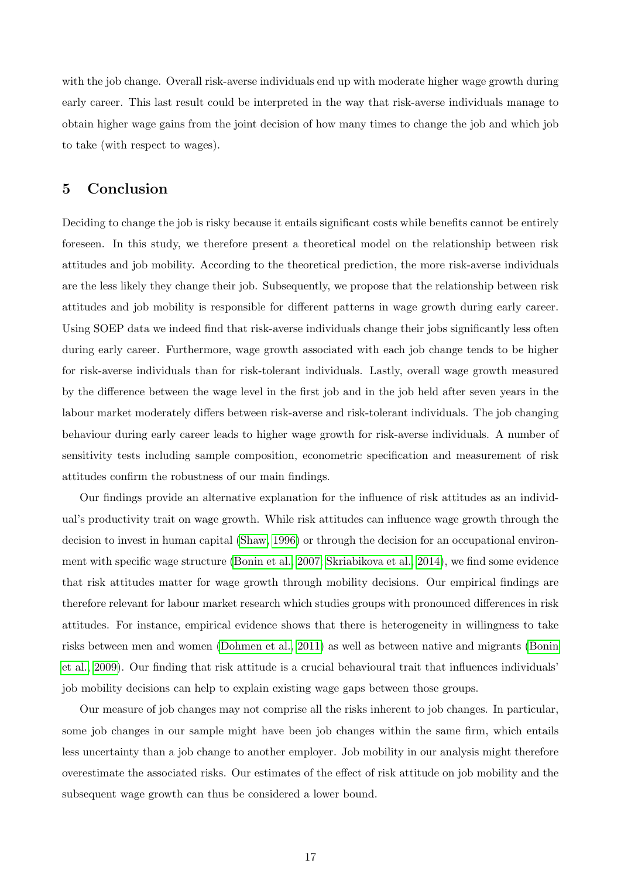with the job change. Overall risk-averse individuals end up with moderate higher wage growth during early career. This last result could be interpreted in the way that risk-averse individuals manage to obtain higher wage gains from the joint decision of how many times to change the job and which job to take (with respect to wages).

## 5 Conclusion

Deciding to change the job is risky because it entails significant costs while benefits cannot be entirely foreseen. In this study, we therefore present a theoretical model on the relationship between risk attitudes and job mobility. According to the theoretical prediction, the more risk-averse individuals are the less likely they change their job. Subsequently, we propose that the relationship between risk attitudes and job mobility is responsible for different patterns in wage growth during early career. Using SOEP data we indeed find that risk-averse individuals change their jobs significantly less often during early career. Furthermore, wage growth associated with each job change tends to be higher for risk-averse individuals than for risk-tolerant individuals. Lastly, overall wage growth measured by the difference between the wage level in the first job and in the job held after seven years in the labour market moderately differs between risk-averse and risk-tolerant individuals. The job changing behaviour during early career leads to higher wage growth for risk-averse individuals. A number of sensitivity tests including sample composition, econometric specification and measurement of risk attitudes confirm the robustness of our main findings.

Our findings provide an alternative explanation for the influence of risk attitudes as an individual's productivity trait on wage growth. While risk attitudes can influence wage growth through the decision to invest in human capital (Shaw, 1996) or through the decision for an occupational environment with specific wage structure (Bonin et al., 2007; Skriabikova et al., 2014), we find some evidence that risk attitudes matter for wage growth through mobility decisions. Our empirical findings are therefore relevant for labour market research which studies groups with pronounced differences in risk attitudes. For instance, empirical evidence shows that there is heterogeneity in willingness to take risks between men and women (Dohmen et al., 2011) as well as between native and migrants (Bonin et al., 2009). Our finding that risk attitude is a crucial behavioural trait that influences individuals' job mobility decisions can help to explain existing wage gaps between those groups.

Our measure of job changes may not comprise all the risks inherent to job changes. In particular, some job changes in our sample might have been job changes within the same firm, which entails less uncertainty than a job change to another employer. Job mobility in our analysis might therefore overestimate the associated risks. Our estimates of the effect of risk attitude on job mobility and the subsequent wage growth can thus be considered a lower bound.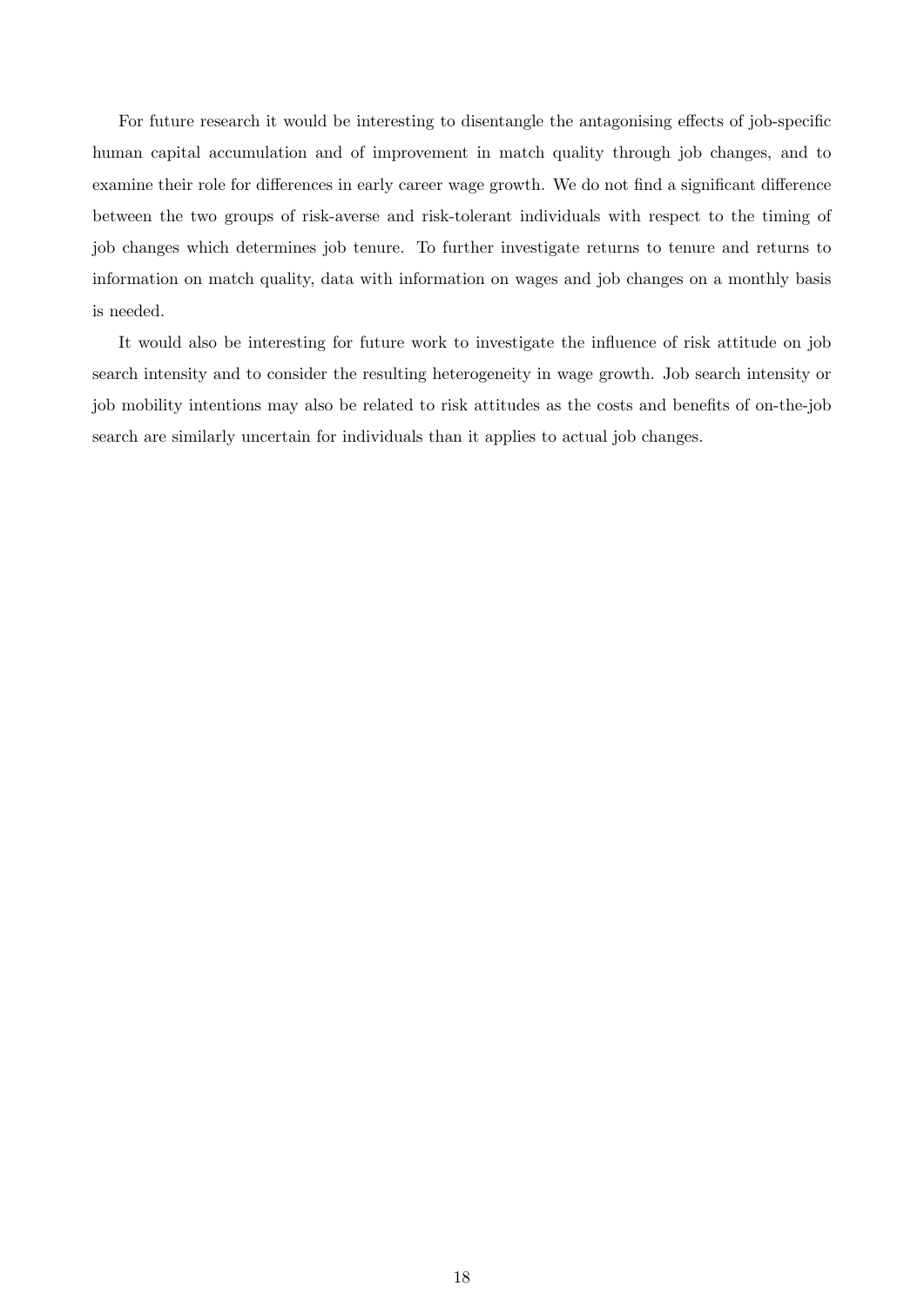For future research it would be interesting to disentangle the antagonising effects of job-specific human capital accumulation and of improvement in match quality through job changes, and to examine their role for differences in early career wage growth. We do not find a significant difference between the two groups of risk-averse and risk-tolerant individuals with respect to the timing of job changes which determines job tenure. To further investigate returns to tenure and returns to information on match quality, data with information on wages and job changes on a monthly basis is needed.

It would also be interesting for future work to investigate the influence of risk attitude on job search intensity and to consider the resulting heterogeneity in wage growth. Job search intensity or job mobility intentions may also be related to risk attitudes as the costs and benefits of on-the-job search are similarly uncertain for individuals than it applies to actual job changes.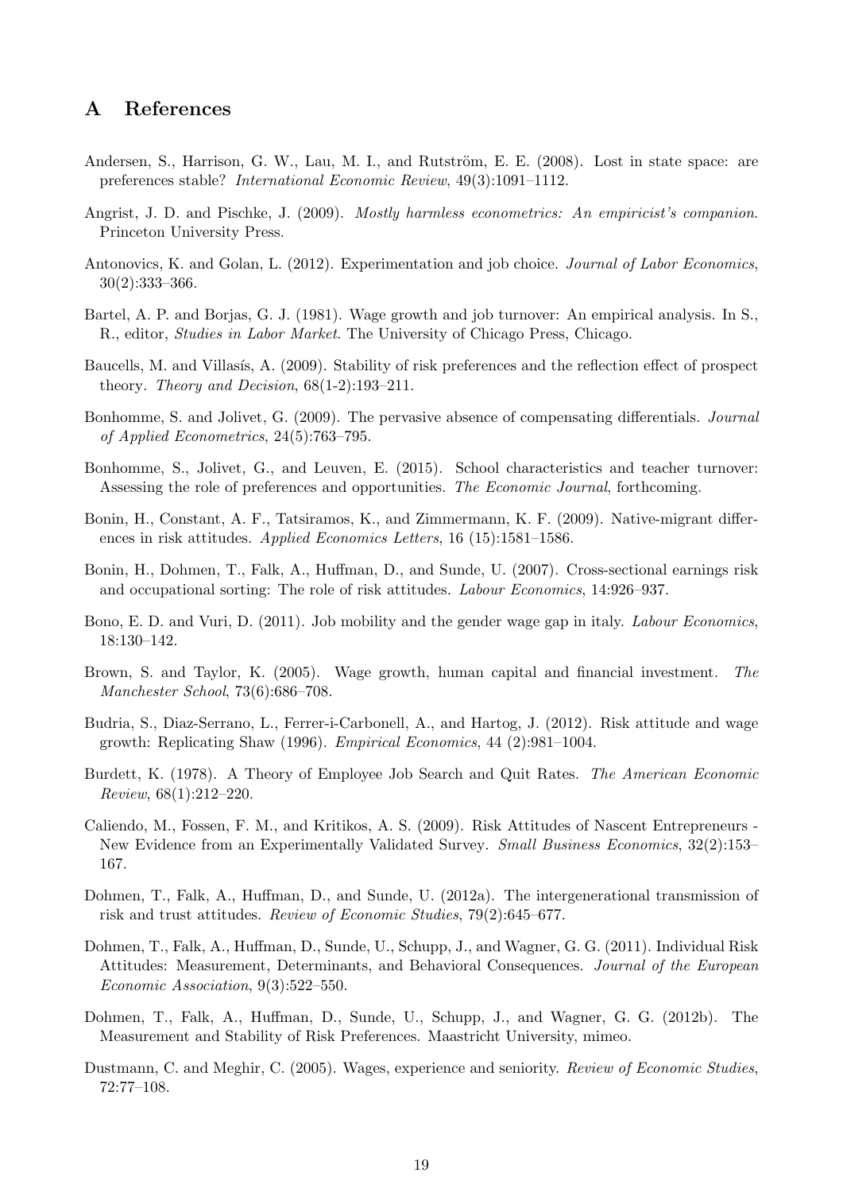# A References

Andersen, S., Harrison, G. W., Lau, M. I., and Rutström, E. E. (2008). Lost in state space: are preferences stable? *International Economic Review*, 49(3):1091–1112.

Angrist, J. D. and Pischke, J. (2009). *Mostly harmless econometrics: An empiricist's companion*. Princeton University Press.

Antonovics, K. and Golan, L. (2012). Experimentation and job choice. *Journal of Labor Economics*, 30(2):333–366.

Bartel, A. P. and Borjas, G. J. (1981). Wage growth and job turnover: An empirical analysis. In S., R., editor, *Studies in Labor Market*. The University of Chicago Press, Chicago.

Baucells, M. and Villasís, A. (2009). Stability of risk preferences and the reflection effect of prospect theory. *Theory and Decision*, 68(1-2):193–211.

Bonhomme, S. and Jolivet, G. (2009). The pervasive absence of compensating differentials. *Journal of Applied Econometrics*, 24(5):763–795.

Bonhomme, S., Jolivet, G., and Leuven, E. (2015). School characteristics and teacher turnover: Assessing the role of preferences and opportunities. *The Economic Journal*, forthcoming.

Bonin, H., Constant, A. F., Tatsiramos, K., and Zimmermann, K. F. (2009). Native-migrant differences in risk attitudes. *Applied Economics Letters*, 16 (15):1581–1586.

Bonin, H., Dohmen, T., Falk, A., Huffman, D., and Sunde, U. (2007). Cross-sectional earnings risk and occupational sorting: The role of risk attitudes. *Labour Economics*, 14:926–937.

Bono, E. D. and Vuri, D. (2011). Job mobility and the gender wage gap in italy. *Labour Economics*, 18:130–142.

Brown, S. and Taylor, K. (2005). Wage growth, human capital and financial investment. *The Manchester School*, 73(6):686–708.

Budria, S., Diaz-Serrano, L., Ferrer-i-Carbonell, A., and Hartog, J. (2012). Risk attitude and wage growth: Replicating Shaw (1996). *Empirical Economics*, 44 (2):981–1004.

Burdett, K. (1978). A Theory of Employee Job Search and Quit Rates. *The American Economic Review*, 68(1):212–220.

Caliendo, M., Fossen, F. M., and Kritikos, A. S. (2009). Risk Attitudes of Nascent Entrepreneurs - New Evidence from an Experimentally Validated Survey. *Small Business Economics*, 32(2):153–167.

Dohmen, T., Falk, A., Huffman, D., and Sunde, U. (2012a). The intergenerational transmission of risk and trust attitudes. *Review of Economic Studies*, 79(2):645–677.

Dohmen, T., Falk, A., Huffman, D., Sunde, U., Schupp, J., and Wagner, G. G. (2011). Individual Risk Attitudes: Measurement, Determinants, and Behavioral Consequences. *Journal of the European Economic Association*, 9(3):522–550.

Dohmen, T., Falk, A., Huffman, D., Sunde, U., Schupp, J., and Wagner, G. G. (2012b). The Measurement and Stability of Risk Preferences. Maastricht University, mimeo.

Dustmann, C. and Meghir, C. (2005). Wages, experience and seniority. *Review of Economic Studies*, 72:77–108.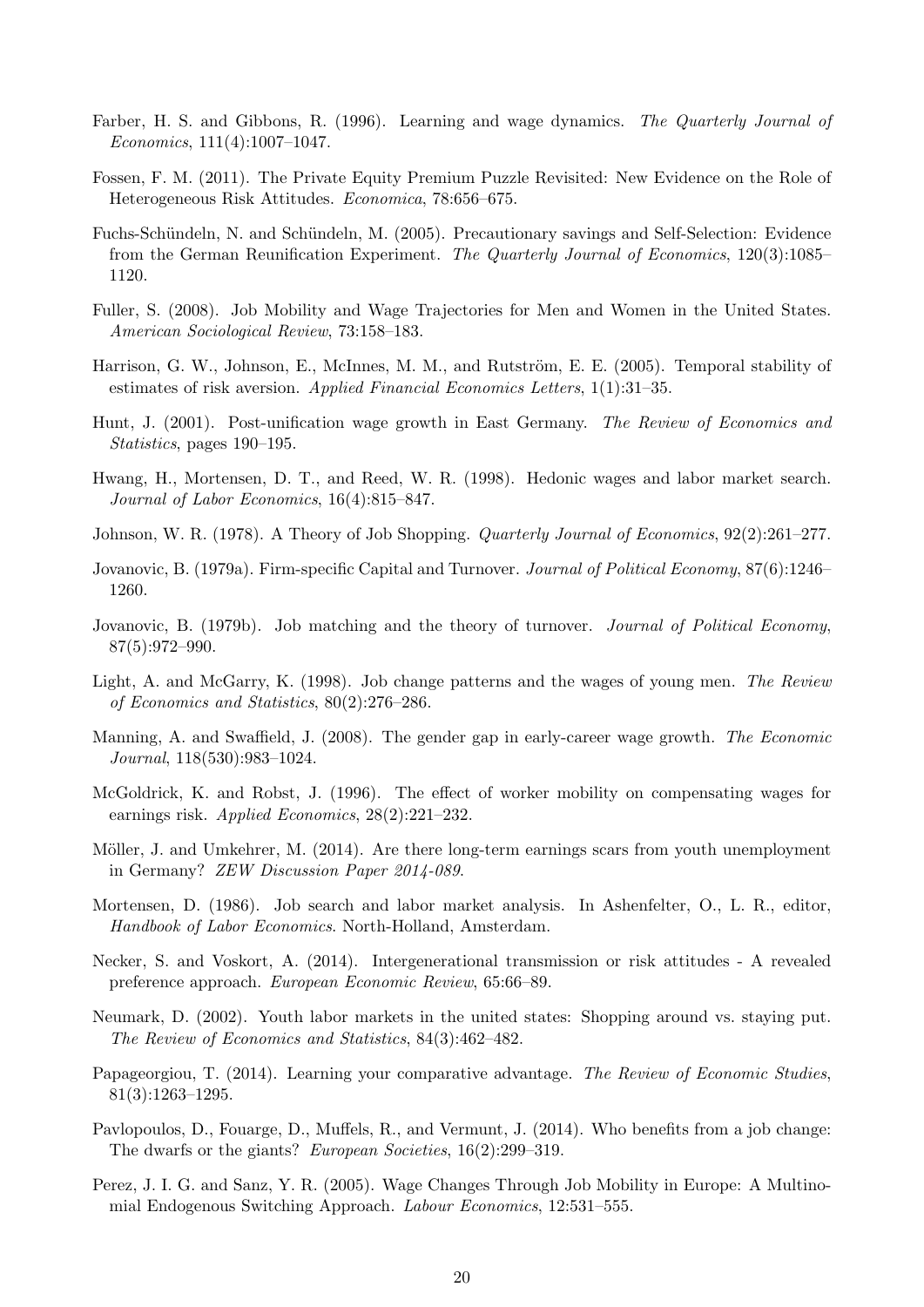Farber, H. S. and Gibbons, R. (1996). Learning and wage dynamics. *The Quarterly Journal of Economics*, 111(4):1007–1047.

Fossen, F. M. (2011). The Private Equity Premium Puzzle Revisited: New Evidence on the Role of Heterogeneous Risk Attitudes. *Economica*, 78:656–675.

Fuchs-Schündeln, N. and Schündeln, M. (2005). Precautionary savings and Self-Selection: Evidence from the German Reunification Experiment. *The Quarterly Journal of Economics*, 120(3):1085–1120.

Fuller, S. (2008). Job Mobility and Wage Trajectories for Men and Women in the United States. *American Sociological Review*, 73:158–183.

Harrison, G. W., Johnson, E., McInnes, M. M., and Rutström, E. E. (2005). Temporal stability of estimates of risk aversion. *Applied Financial Economics Letters*, 1(1):31–35.

Hunt, J. (2001). Post-unification wage growth in East Germany. *The Review of Economics and Statistics*, pages 190–195.

Hwang, H., Mortensen, D. T., and Reed, W. R. (1998). Hedonic wages and labor market search. *Journal of Labor Economics*, 16(4):815–847.

Johnson, W. R. (1978). A Theory of Job Shopping. *Quarterly Journal of Economics*, 92(2):261–277.

Jovanovic, B. (1979a). Firm-specific Capital and Turnover. *Journal of Political Economy*, 87(6):1246–1260.

Jovanovic, B. (1979b). Job matching and the theory of turnover. *Journal of Political Economy*, 87(5):972–990.

Light, A. and McGarry, K. (1998). Job change patterns and the wages of young men. *The Review of Economics and Statistics*, 80(2):276–286.

Manning, A. and Swaffield, J. (2008). The gender gap in early-career wage growth. *The Economic Journal*, 118(530):983–1024.

McGoldrick, K. and Robst, J. (1996). The effect of worker mobility on compensating wages for earnings risk. *Applied Economics*, 28(2):221–232.

Möller, J. and Umkehrer, M. (2014). Are there long-term earnings scars from youth unemployment in Germany? *ZEW Discussion Paper 2014-089*.

Mortensen, D. (1986). Job search and labor market analysis. In Ashenfelter, O., L. R., editor, *Handbook of Labor Economics*. North-Holland, Amsterdam.

Necker, S. and Voskort, A. (2014). Intergenerational transmission or risk attitudes - A revealed preference approach. *European Economic Review*, 65:66–89.

Neumark, D. (2002). Youth labor markets in the united states: Shopping around vs. staying put. *The Review of Economics and Statistics*, 84(3):462–482.

Papageorgiou, T. (2014). Learning your comparative advantage. *The Review of Economic Studies*, 81(3):1263–1295.

Pavlopoulos, D., Fouarge, D., Muffels, R., and Vermunt, J. (2014). Who benefits from a job change: The dwarfs or the giants? *European Societies*, 16(2):299–319.

Perez, J. I. G. and Sanz, Y. R. (2005). Wage Changes Through Job Mobility in Europe: A Multinomial Endogenous Switching Approach. *Labour Economics*, 12:531–555.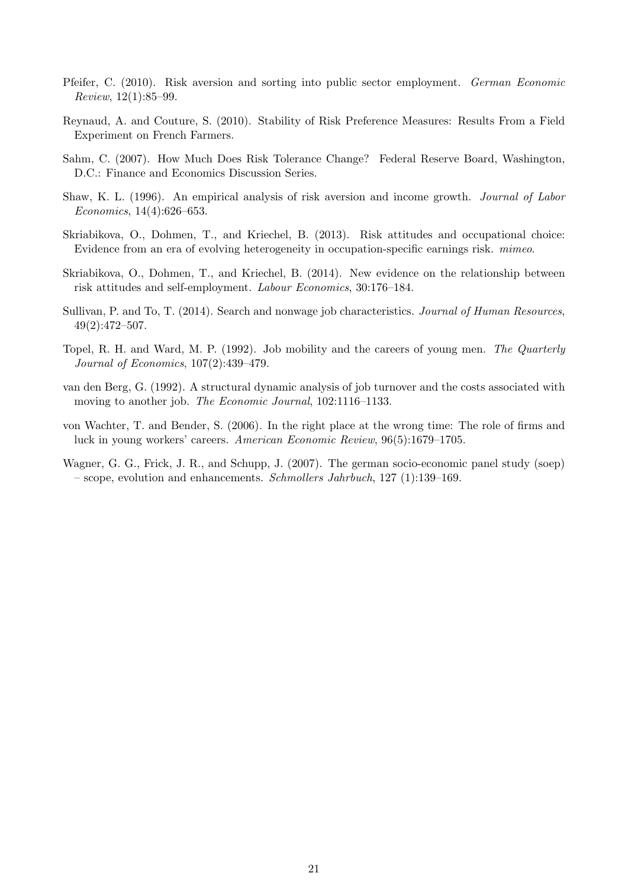Pfeifer, C. (2010). Risk aversion and sorting into public sector employment. *German Economic Review*, 12(1):85–99.

Reynaud, A. and Couture, S. (2010). Stability of Risk Preference Measures: Results From a Field Experiment on French Farmers.

Sahm, C. (2007). How Much Does Risk Tolerance Change? Federal Reserve Board, Washington, D.C.: Finance and Economics Discussion Series.

Shaw, K. L. (1996). An empirical analysis of risk aversion and income growth. *Journal of Labor Economics*, 14(4):626–653.

Skriabikova, O., Dohmen, T., and Kriechel, B. (2013). Risk attitudes and occupational choice: Evidence from an era of evolving heterogeneity in occupation-specific earnings risk. *mimeo*.

Skriabikova, O., Dohmen, T., and Kriechel, B. (2014). New evidence on the relationship between risk attitudes and self-employment. *Labour Economics*, 30:176–184.

Sullivan, P. and To, T. (2014). Search and nonwage job characteristics. *Journal of Human Resources*, 49(2):472–507.

Topel, R. H. and Ward, M. P. (1992). Job mobility and the careers of young men. *The Quarterly Journal of Economics*, 107(2):439–479.

van den Berg, G. (1992). A structural dynamic analysis of job turnover and the costs associated with moving to another job. *The Economic Journal*, 102:1116–1133.

von Wachter, T. and Bender, S. (2006). In the right place at the wrong time: The role of firms and luck in young workers' careers. *American Economic Review*, 96(5):1679–1705.

Wagner, G. G., Frick, J. R., and Schupp, J. (2007). The german socio-economic panel study (soep) – scope, evolution and enhancements. *Schmollers Jahrbuch*, 127 (1):139–169.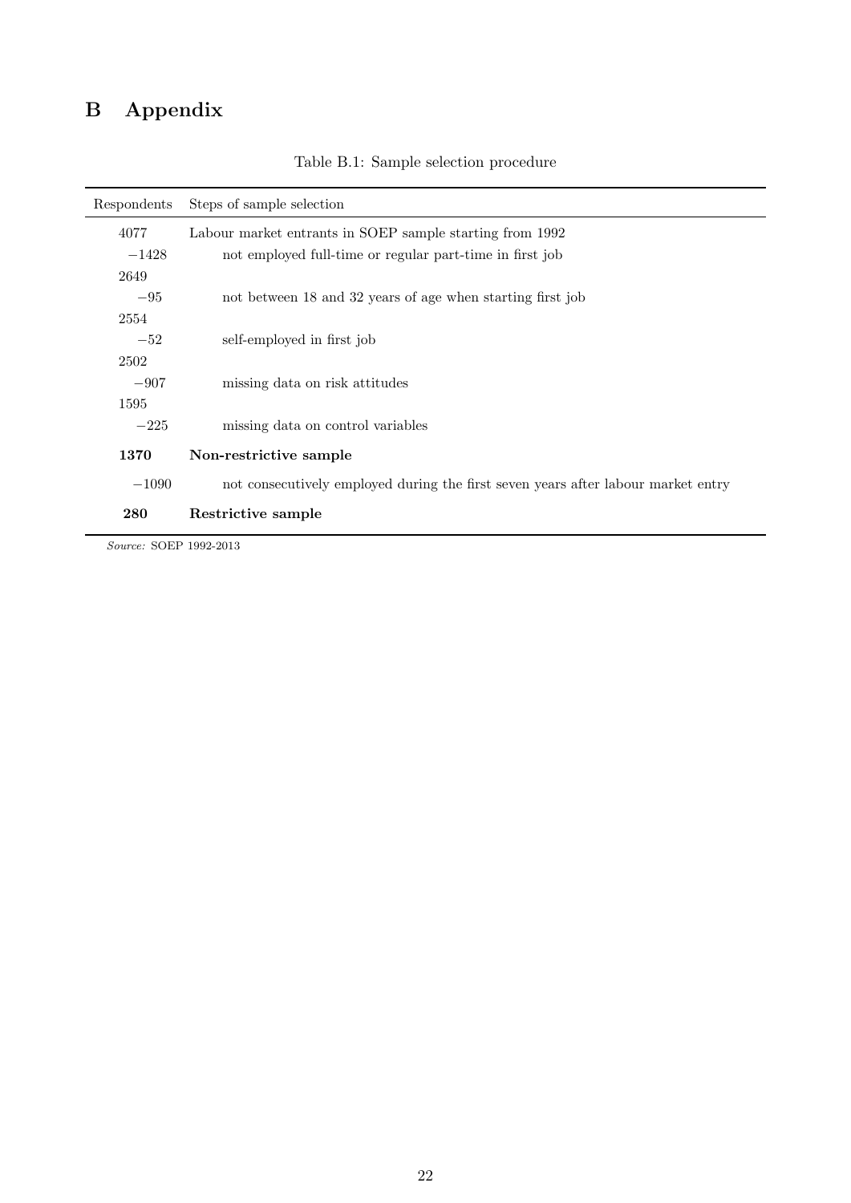# B Appendix

Table B.1: Sample selection procedure

| Respondents | Steps of sample selection |
|---|---|
| 4077 | Labour market entrants in SOEP sample starting from 1992 |
| −1428 | not employed full-time or regular part-time in first job |
| 2649 | |
| −95 | not between 18 and 32 years of age when starting first job |
| 2554 | |
| −52 | self-employed in first job |
| 2502 | |
| −907 | missing data on risk attitudes |
| 1595 | |
| −225 | missing data on control variables |
| **1370** | **Non-restrictive sample** |
| −1090 | not consecutively employed during the first seven years after labour market entry |
| **280** | **Restrictive sample** |

*Source:* SOEP 1992-2013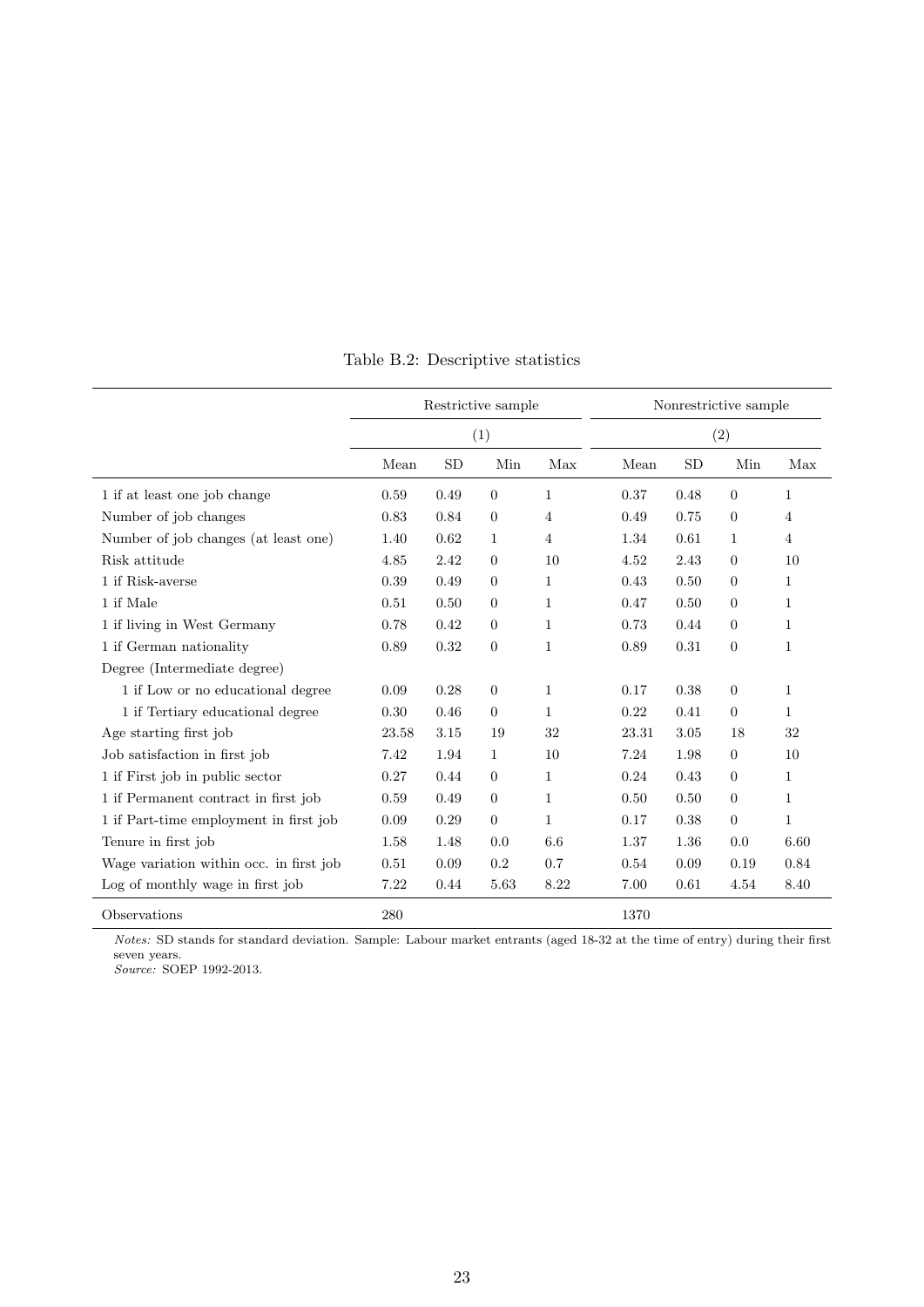Table B.2: Descriptive statistics

| | Restrictive sample | | | | Nonrestrictive sample | | | |
|---|---|---|---|---|---|---|---|---|
| | (1) | | | | (2) | | | |
| | Mean | SD | Min | Max | Mean | SD | Min | Max |
| 1 if at least one job change | 0.59 | 0.49 | 0 | 1 | 0.37 | 0.48 | 0 | 1 |
| Number of job changes | 0.83 | 0.84 | 0 | 4 | 0.49 | 0.75 | 0 | 4 |
| Number of job changes (at least one) | 1.40 | 0.62 | 1 | 4 | 1.34 | 0.61 | 1 | 4 |
| Risk attitude | 4.85 | 2.42 | 0 | 10 | 4.52 | 2.43 | 0 | 10 |
| 1 if Risk-averse | 0.39 | 0.49 | 0 | 1 | 0.43 | 0.50 | 0 | 1 |
| 1 if Male | 0.51 | 0.50 | 0 | 1 | 0.47 | 0.50 | 0 | 1 |
| 1 if living in West Germany | 0.78 | 0.42 | 0 | 1 | 0.73 | 0.44 | 0 | 1 |
| 1 if German nationality | 0.89 | 0.32 | 0 | 1 | 0.89 | 0.31 | 0 | 1 |
| Degree (Intermediate degree) | | | | | | | | |
| 1 if Low or no educational degree | 0.09 | 0.28 | 0 | 1 | 0.17 | 0.38 | 0 | 1 |
| 1 if Tertiary educational degree | 0.30 | 0.46 | 0 | 1 | 0.22 | 0.41 | 0 | 1 |
| Age starting first job | 23.58 | 3.15 | 19 | 32 | 23.31 | 3.05 | 18 | 32 |
| Job satisfaction in first job | 7.42 | 1.94 | 1 | 10 | 7.24 | 1.98 | 0 | 10 |
| 1 if First job in public sector | 0.27 | 0.44 | 0 | 1 | 0.24 | 0.43 | 0 | 1 |
| 1 if Permanent contract in first job | 0.59 | 0.49 | 0 | 1 | 0.50 | 0.50 | 0 | 1 |
| 1 if Part-time employment in first job | 0.09 | 0.29 | 0 | 1 | 0.17 | 0.38 | 0 | 1 |
| Tenure in first job | 1.58 | 1.48 | 0.0 | 6.6 | 1.37 | 1.36 | 0.0 | 6.60 |
| Wage variation within occ. in first job | 0.51 | 0.09 | 0.2 | 0.7 | 0.54 | 0.09 | 0.19 | 0.84 |
| Log of monthly wage in first job | 7.22 | 0.44 | 5.63 | 8.22 | 7.00 | 0.61 | 4.54 | 8.40 |
| Observations | 280 | | | | 1370 | | | |

*Notes:* SD stands for standard deviation. Sample: Labour market entrants (aged 18-32 at the time of entry) during their first seven years.
*Source:* SOEP 1992-2013.